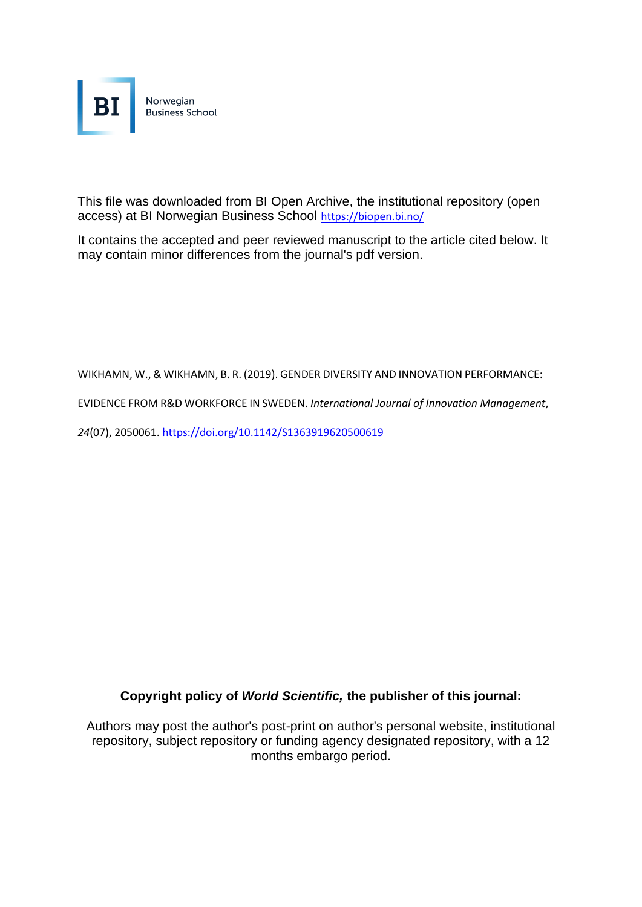BI Norwegian Business School

This file was downloaded from BI Open Archive, the institutional repository (open access) at BI Norwegian Business School https://biopen.bi.no/

It contains the accepted and peer reviewed manuscript to the article cited below. It may contain minor differences from the journal's pdf version.

WIKHAMN, W., & WIKHAMN, B. R. (2019). GENDER DIVERSITY AND INNOVATION PERFORMANCE: EVIDENCE FROM R&D WORKFORCE IN SWEDEN. *International Journal of Innovation Management*, *24*(07), 2050061. https://doi.org/10.1142/S1363919620500619

**Copyright policy of *World Scientific,* the publisher of this journal:**

Authors may post the author's post-print on author's personal website, institutional repository, subject repository or funding agency designated repository, with a 12 months embargo period.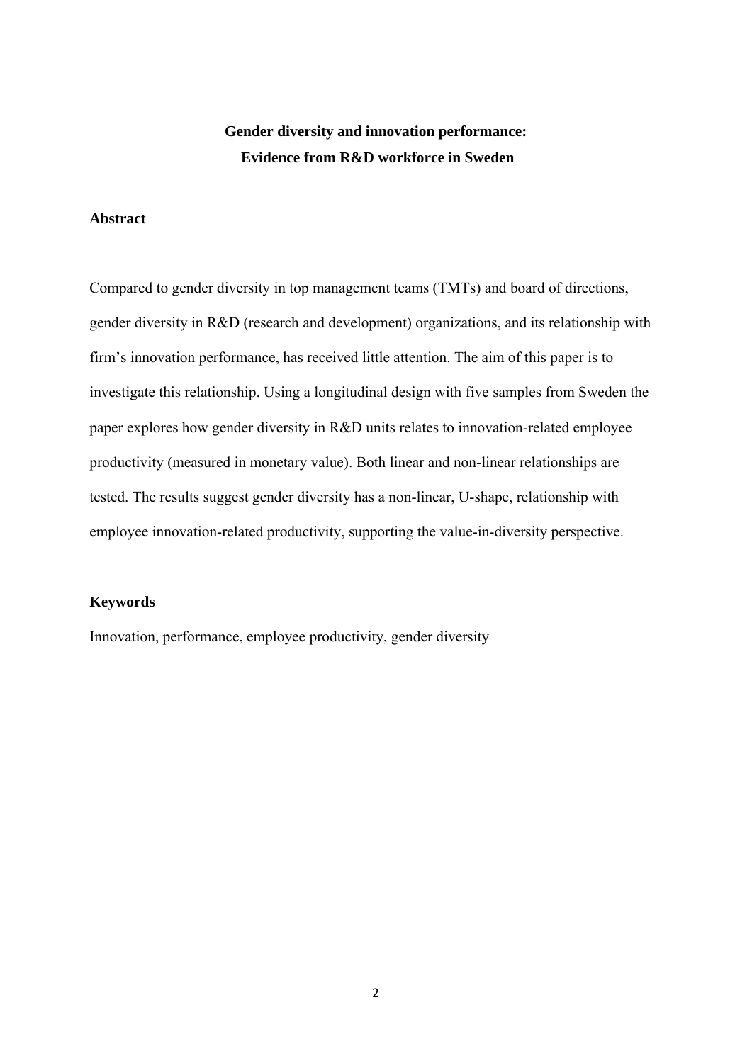# Gender diversity and innovation performance: Evidence from R&D workforce in Sweden

## Abstract

Compared to gender diversity in top management teams (TMTs) and board of directions, gender diversity in R&D (research and development) organizations, and its relationship with firm's innovation performance, has received little attention. The aim of this paper is to investigate this relationship. Using a longitudinal design with five samples from Sweden the paper explores how gender diversity in R&D units relates to innovation-related employee productivity (measured in monetary value). Both linear and non-linear relationships are tested. The results suggest gender diversity has a non-linear, U-shape, relationship with employee innovation-related productivity, supporting the value-in-diversity perspective.

## Keywords

Innovation, performance, employee productivity, gender diversity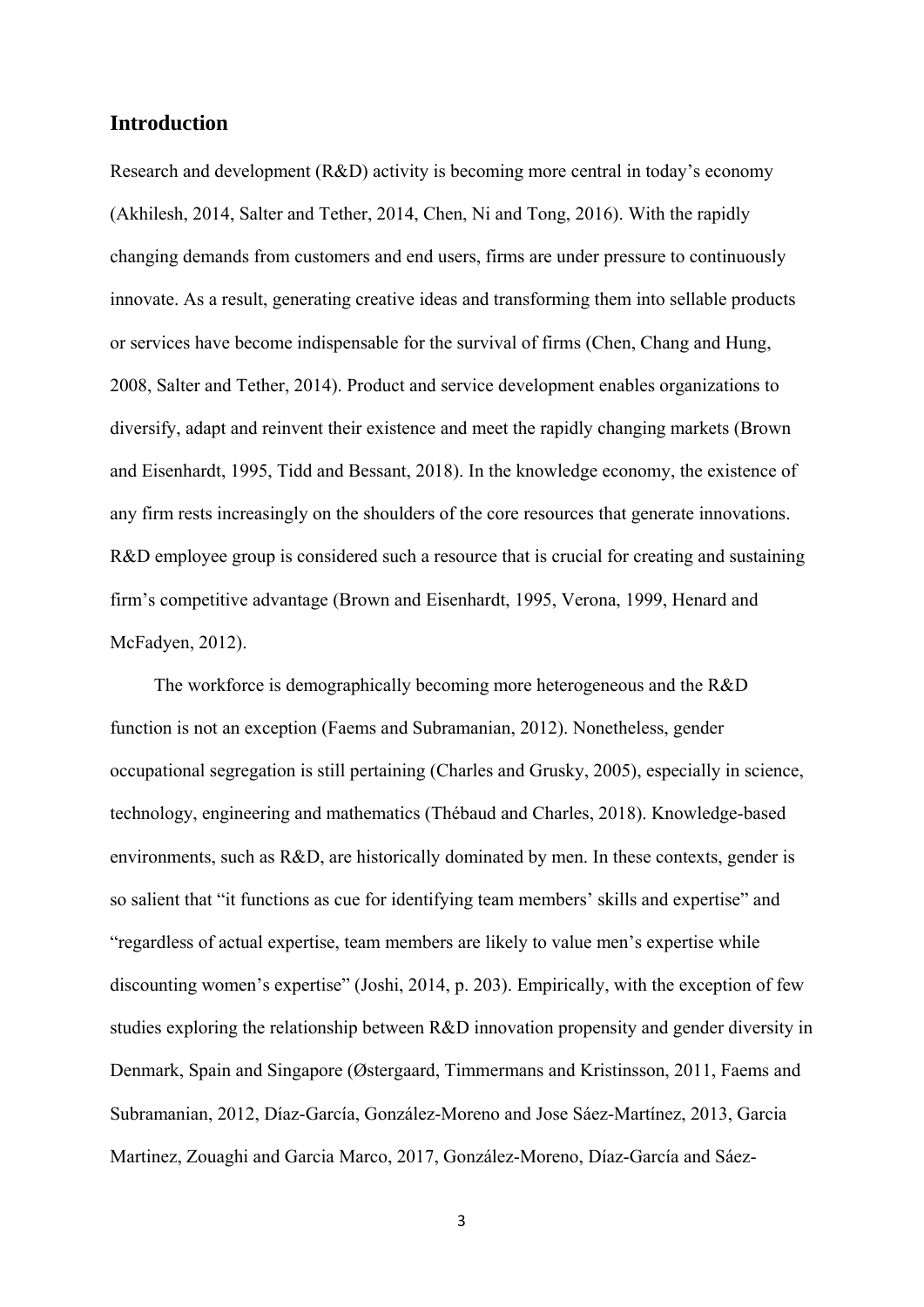## Introduction

Research and development (R&D) activity is becoming more central in today's economy (Akhilesh, 2014, Salter and Tether, 2014, Chen, Ni and Tong, 2016). With the rapidly changing demands from customers and end users, firms are under pressure to continuously innovate. As a result, generating creative ideas and transforming them into sellable products or services have become indispensable for the survival of firms (Chen, Chang and Hung, 2008, Salter and Tether, 2014). Product and service development enables organizations to diversify, adapt and reinvent their existence and meet the rapidly changing markets (Brown and Eisenhardt, 1995, Tidd and Bessant, 2018). In the knowledge economy, the existence of any firm rests increasingly on the shoulders of the core resources that generate innovations. R&D employee group is considered such a resource that is crucial for creating and sustaining firm's competitive advantage (Brown and Eisenhardt, 1995, Verona, 1999, Henard and McFadyen, 2012).

The workforce is demographically becoming more heterogeneous and the R&D function is not an exception (Faems and Subramanian, 2012). Nonetheless, gender occupational segregation is still pertaining (Charles and Grusky, 2005), especially in science, technology, engineering and mathematics (Thébaud and Charles, 2018). Knowledge-based environments, such as R&D, are historically dominated by men. In these contexts, gender is so salient that "it functions as cue for identifying team members' skills and expertise" and "regardless of actual expertise, team members are likely to value men's expertise while discounting women's expertise" (Joshi, 2014, p. 203). Empirically, with the exception of few studies exploring the relationship between R&D innovation propensity and gender diversity in Denmark, Spain and Singapore (Østergaard, Timmermans and Kristinsson, 2011, Faems and Subramanian, 2012, Díaz-García, González-Moreno and Jose Sáez-Martínez, 2013, Garcia Martinez, Zouaghi and Garcia Marco, 2017, González-Moreno, Díaz-García and Sáez-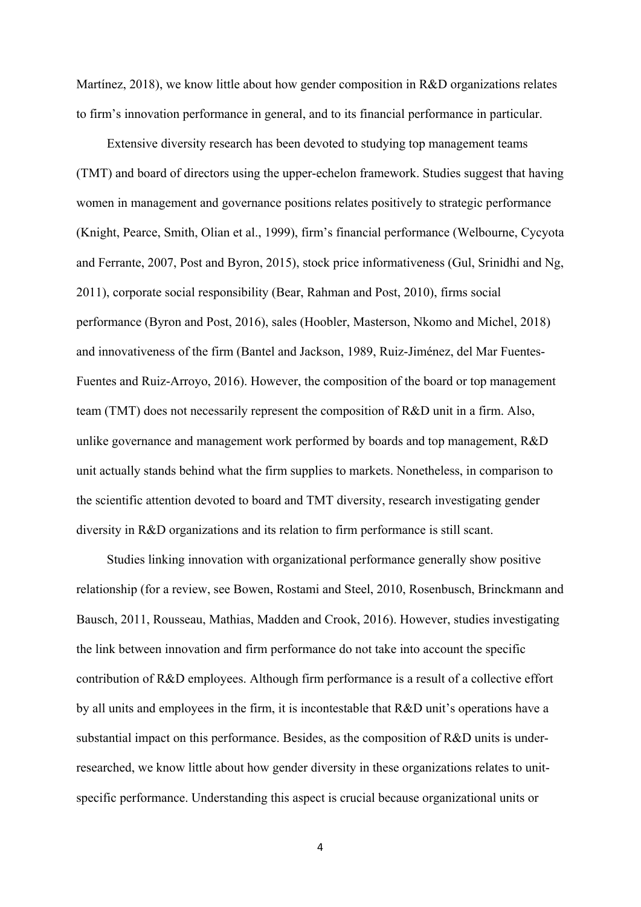Martínez, 2018), we know little about how gender composition in R&D organizations relates to firm's innovation performance in general, and to its financial performance in particular.

Extensive diversity research has been devoted to studying top management teams (TMT) and board of directors using the upper-echelon framework. Studies suggest that having women in management and governance positions relates positively to strategic performance (Knight, Pearce, Smith, Olian et al., 1999), firm's financial performance (Welbourne, Cycyota and Ferrante, 2007, Post and Byron, 2015), stock price informativeness (Gul, Srinidhi and Ng, 2011), corporate social responsibility (Bear, Rahman and Post, 2010), firms social performance (Byron and Post, 2016), sales (Hoobler, Masterson, Nkomo and Michel, 2018) and innovativeness of the firm (Bantel and Jackson, 1989, Ruiz-Jiménez, del Mar Fuentes-Fuentes and Ruiz-Arroyo, 2016). However, the composition of the board or top management team (TMT) does not necessarily represent the composition of R&D unit in a firm. Also, unlike governance and management work performed by boards and top management, R&D unit actually stands behind what the firm supplies to markets. Nonetheless, in comparison to the scientific attention devoted to board and TMT diversity, research investigating gender diversity in R&D organizations and its relation to firm performance is still scant.

Studies linking innovation with organizational performance generally show positive relationship (for a review, see Bowen, Rostami and Steel, 2010, Rosenbusch, Brinckmann and Bausch, 2011, Rousseau, Mathias, Madden and Crook, 2016). However, studies investigating the link between innovation and firm performance do not take into account the specific contribution of R&D employees. Although firm performance is a result of a collective effort by all units and employees in the firm, it is incontestable that R&D unit's operations have a substantial impact on this performance. Besides, as the composition of R&D units is under-researched, we know little about how gender diversity in these organizations relates to unit-specific performance. Understanding this aspect is crucial because organizational units or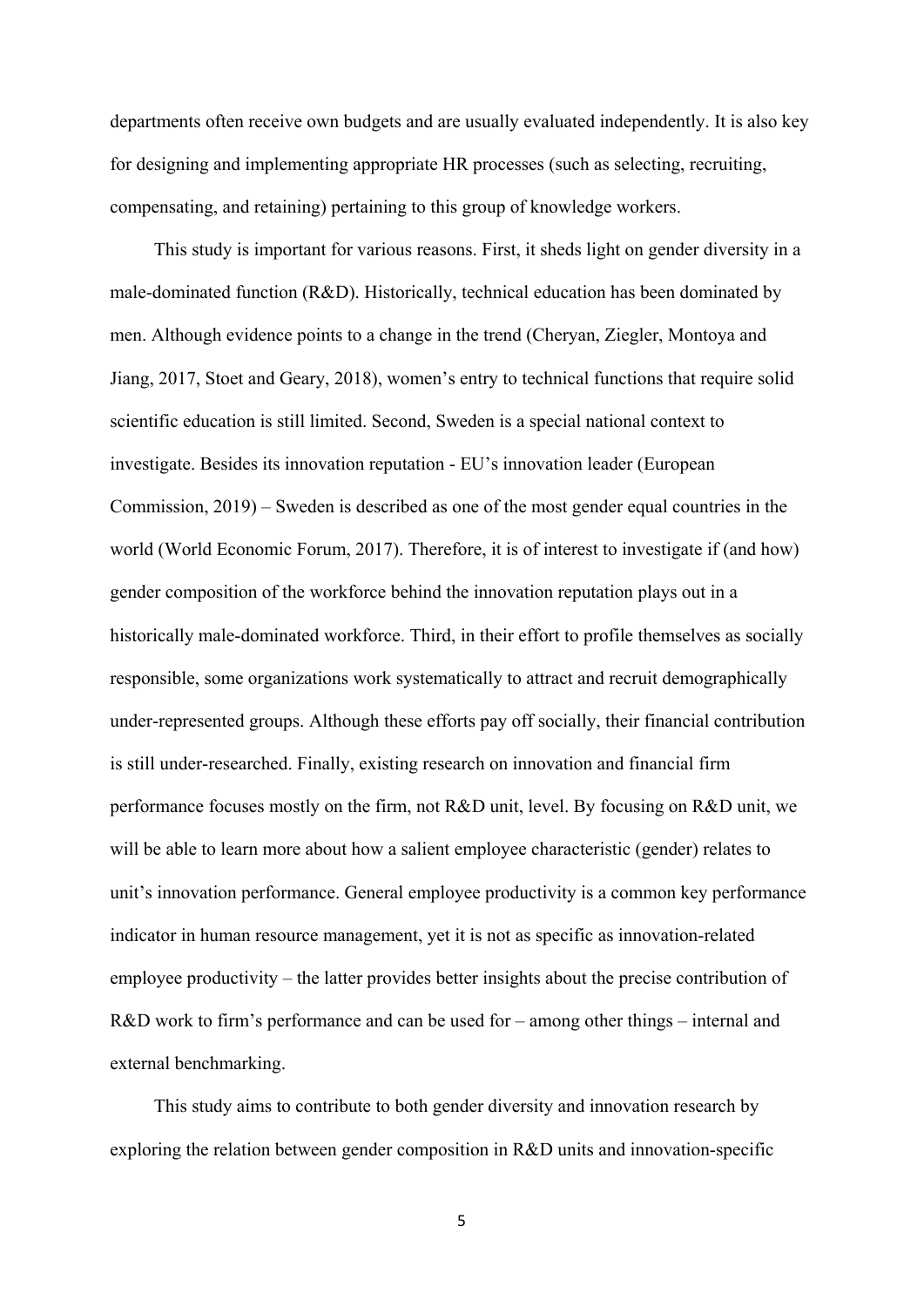departments often receive own budgets and are usually evaluated independently. It is also key for designing and implementing appropriate HR processes (such as selecting, recruiting, compensating, and retaining) pertaining to this group of knowledge workers.

This study is important for various reasons. First, it sheds light on gender diversity in a male-dominated function (R&D). Historically, technical education has been dominated by men. Although evidence points to a change in the trend (Cheryan, Ziegler, Montoya and Jiang, 2017, Stoet and Geary, 2018), women's entry to technical functions that require solid scientific education is still limited. Second, Sweden is a special national context to investigate. Besides its innovation reputation - EU's innovation leader (European Commission, 2019) – Sweden is described as one of the most gender equal countries in the world (World Economic Forum, 2017). Therefore, it is of interest to investigate if (and how) gender composition of the workforce behind the innovation reputation plays out in a historically male-dominated workforce. Third, in their effort to profile themselves as socially responsible, some organizations work systematically to attract and recruit demographically under-represented groups. Although these efforts pay off socially, their financial contribution is still under-researched. Finally, existing research on innovation and financial firm performance focuses mostly on the firm, not R&D unit, level. By focusing on R&D unit, we will be able to learn more about how a salient employee characteristic (gender) relates to unit's innovation performance. General employee productivity is a common key performance indicator in human resource management, yet it is not as specific as innovation-related employee productivity – the latter provides better insights about the precise contribution of R&D work to firm's performance and can be used for – among other things – internal and external benchmarking.

This study aims to contribute to both gender diversity and innovation research by exploring the relation between gender composition in R&D units and innovation-specific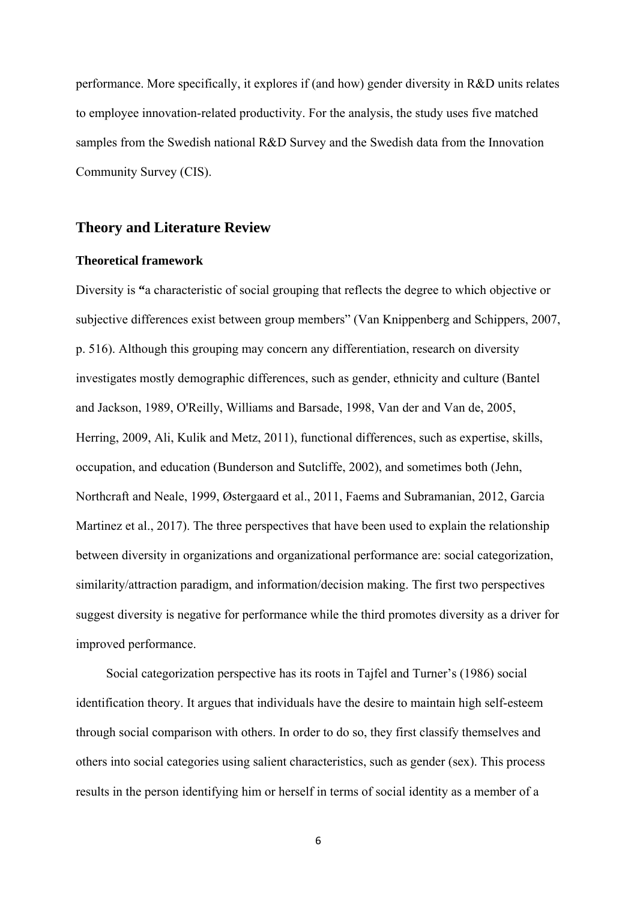performance. More specifically, it explores if (and how) gender diversity in R&D units relates to employee innovation-related productivity. For the analysis, the study uses five matched samples from the Swedish national R&D Survey and the Swedish data from the Innovation Community Survey (CIS).

## Theory and Literature Review

### Theoretical framework

Diversity is **"**a characteristic of social grouping that reflects the degree to which objective or subjective differences exist between group members" (Van Knippenberg and Schippers, 2007, p. 516). Although this grouping may concern any differentiation, research on diversity investigates mostly demographic differences, such as gender, ethnicity and culture (Bantel and Jackson, 1989, O'Reilly, Williams and Barsade, 1998, Van der and Van de, 2005, Herring, 2009, Ali, Kulik and Metz, 2011), functional differences, such as expertise, skills, occupation, and education (Bunderson and Sutcliffe, 2002), and sometimes both (Jehn, Northcraft and Neale, 1999, Østergaard et al., 2011, Faems and Subramanian, 2012, Garcia Martinez et al., 2017). The three perspectives that have been used to explain the relationship between diversity in organizations and organizational performance are: social categorization, similarity/attraction paradigm, and information/decision making. The first two perspectives suggest diversity is negative for performance while the third promotes diversity as a driver for improved performance.

Social categorization perspective has its roots in Tajfel and Turner's (1986) social identification theory. It argues that individuals have the desire to maintain high self-esteem through social comparison with others. In order to do so, they first classify themselves and others into social categories using salient characteristics, such as gender (sex). This process results in the person identifying him or herself in terms of social identity as a member of a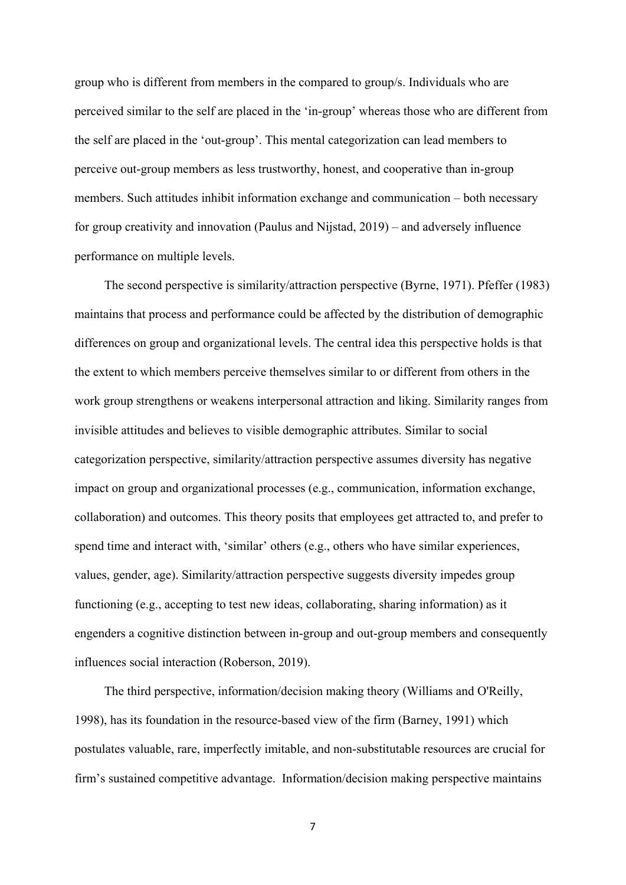group who is different from members in the compared to group/s. Individuals who are perceived similar to the self are placed in the 'in-group' whereas those who are different from the self are placed in the 'out-group'. This mental categorization can lead members to perceive out-group members as less trustworthy, honest, and cooperative than in-group members. Such attitudes inhibit information exchange and communication – both necessary for group creativity and innovation (Paulus and Nijstad, 2019) – and adversely influence performance on multiple levels.

The second perspective is similarity/attraction perspective (Byrne, 1971). Pfeffer (1983) maintains that process and performance could be affected by the distribution of demographic differences on group and organizational levels. The central idea this perspective holds is that the extent to which members perceive themselves similar to or different from others in the work group strengthens or weakens interpersonal attraction and liking. Similarity ranges from invisible attitudes and believes to visible demographic attributes. Similar to social categorization perspective, similarity/attraction perspective assumes diversity has negative impact on group and organizational processes (e.g., communication, information exchange, collaboration) and outcomes. This theory posits that employees get attracted to, and prefer to spend time and interact with, 'similar' others (e.g., others who have similar experiences, values, gender, age). Similarity/attraction perspective suggests diversity impedes group functioning (e.g., accepting to test new ideas, collaborating, sharing information) as it engenders a cognitive distinction between in-group and out-group members and consequently influences social interaction (Roberson, 2019).

The third perspective, information/decision making theory (Williams and O'Reilly, 1998), has its foundation in the resource-based view of the firm (Barney, 1991) which postulates valuable, rare, imperfectly imitable, and non-substitutable resources are crucial for firm's sustained competitive advantage. Information/decision making perspective maintains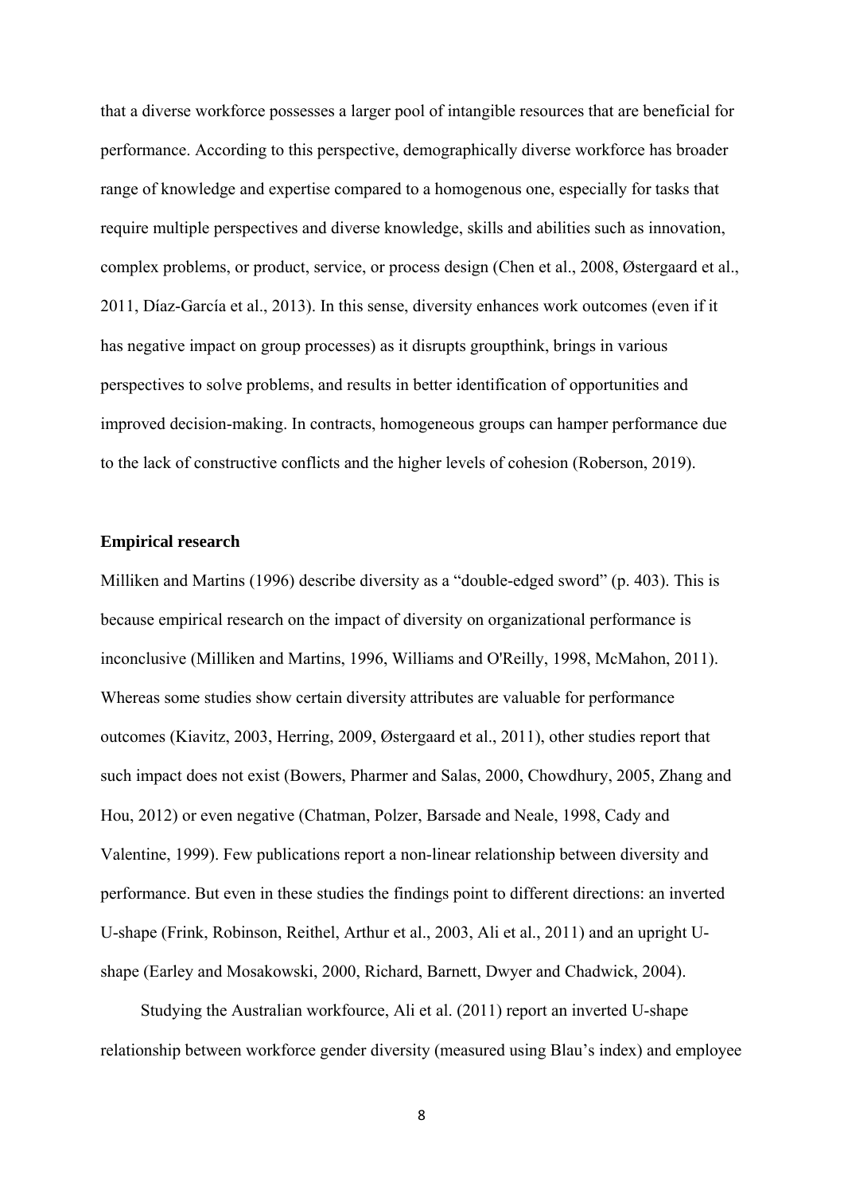that a diverse workforce possesses a larger pool of intangible resources that are beneficial for performance. According to this perspective, demographically diverse workforce has broader range of knowledge and expertise compared to a homogenous one, especially for tasks that require multiple perspectives and diverse knowledge, skills and abilities such as innovation, complex problems, or product, service, or process design (Chen et al., 2008, Østergaard et al., 2011, Díaz-García et al., 2013). In this sense, diversity enhances work outcomes (even if it has negative impact on group processes) as it disrupts groupthink, brings in various perspectives to solve problems, and results in better identification of opportunities and improved decision-making. In contracts, homogeneous groups can hamper performance due to the lack of constructive conflicts and the higher levels of cohesion (Roberson, 2019).

### Empirical research

Milliken and Martins (1996) describe diversity as a "double-edged sword" (p. 403). This is because empirical research on the impact of diversity on organizational performance is inconclusive (Milliken and Martins, 1996, Williams and O'Reilly, 1998, McMahon, 2011). Whereas some studies show certain diversity attributes are valuable for performance outcomes (Kiavitz, 2003, Herring, 2009, Østergaard et al., 2011), other studies report that such impact does not exist (Bowers, Pharmer and Salas, 2000, Chowdhury, 2005, Zhang and Hou, 2012) or even negative (Chatman, Polzer, Barsade and Neale, 1998, Cady and Valentine, 1999). Few publications report a non-linear relationship between diversity and performance. But even in these studies the findings point to different directions: an inverted U-shape (Frink, Robinson, Reithel, Arthur et al., 2003, Ali et al., 2011) and an upright U-shape (Earley and Mosakowski, 2000, Richard, Barnett, Dwyer and Chadwick, 2004).

Studying the Australian workfource, Ali et al. (2011) report an inverted U-shape relationship between workforce gender diversity (measured using Blau's index) and employee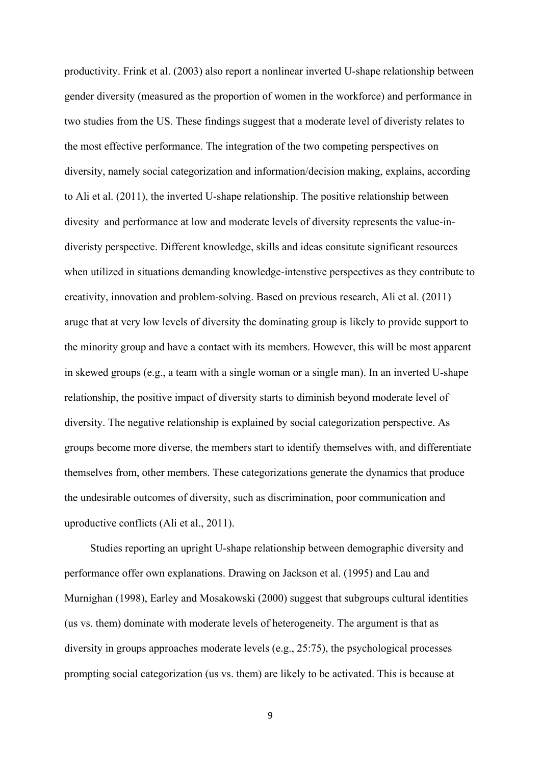productivity. Frink et al. (2003) also report a nonlinear inverted U-shape relationship between gender diversity (measured as the proportion of women in the workforce) and performance in two studies from the US. These findings suggest that a moderate level of diveristy relates to the most effective performance. The integration of the two competing perspectives on diversity, namely social categorization and information/decision making, explains, according to Ali et al. (2011), the inverted U-shape relationship. The positive relationship between divesity  and performance at low and moderate levels of diversity represents the value-in-diveristy perspective. Different knowledge, skills and ideas consitute significant resources when utilized in situations demanding knowledge-intensive perspectives as they contribute to creativity, innovation and problem-solving. Based on previous research, Ali et al. (2011) aruge that at very low levels of diversity the dominating group is likely to provide support to the minority group and have a contact with its members. However, this will be most apparent in skewed groups (e.g., a team with a single woman or a single man). In an inverted U-shape relationship, the positive impact of diversity starts to diminish beyond moderate level of diversity. The negative relationship is explained by social categorization perspective. As groups become more diverse, the members start to identify themselves with, and differentiate themselves from, other members. These categorizations generate the dynamics that produce the undesirable outcomes of diversity, such as discrimination, poor communication and uproductive conflicts (Ali et al., 2011).

Studies reporting an upright U-shape relationship between demographic diversity and performance offer own explanations. Drawing on Jackson et al. (1995) and Lau and Murnighan (1998), Earley and Mosakowski (2000) suggest that subgroups cultural identities (us vs. them) dominate with moderate levels of heterogeneity. The argument is that as diversity in groups approaches moderate levels (e.g., 25:75), the psychological processes prompting social categorization (us vs. them) are likely to be activated. This is because at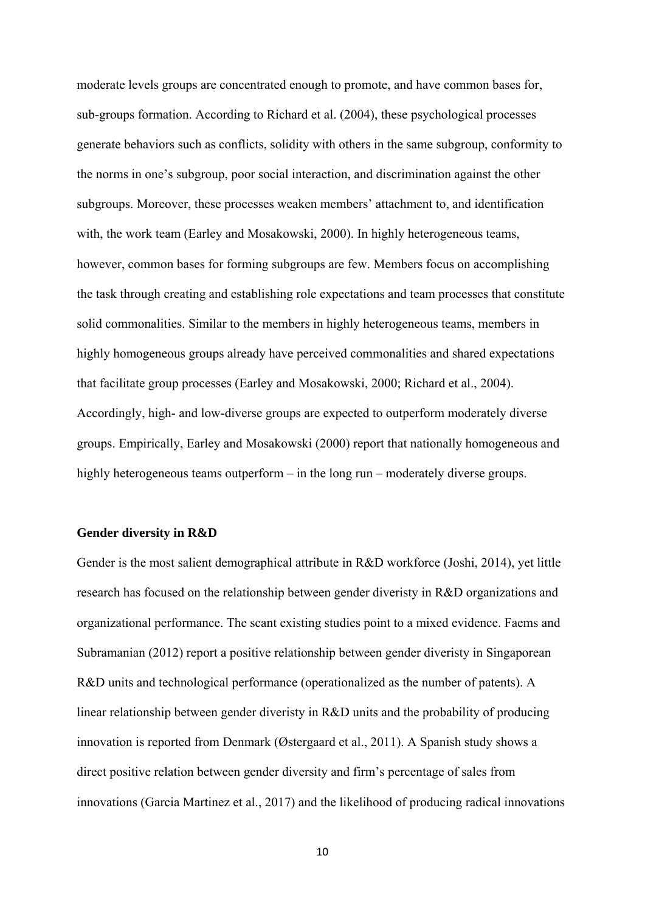moderate levels groups are concentrated enough to promote, and have common bases for, sub-groups formation. According to Richard et al. (2004), these psychological processes generate behaviors such as conflicts, solidity with others in the same subgroup, conformity to the norms in one's subgroup, poor social interaction, and discrimination against the other subgroups. Moreover, these processes weaken members' attachment to, and identification with, the work team (Earley and Mosakowski, 2000). In highly heterogeneous teams, however, common bases for forming subgroups are few. Members focus on accomplishing the task through creating and establishing role expectations and team processes that constitute solid commonalities. Similar to the members in highly heterogeneous teams, members in highly homogeneous groups already have perceived commonalities and shared expectations that facilitate group processes (Earley and Mosakowski, 2000; Richard et al., 2004). Accordingly, high- and low-diverse groups are expected to outperform moderately diverse groups. Empirically, Earley and Mosakowski (2000) report that nationally homogeneous and highly heterogeneous teams outperform – in the long run – moderately diverse groups.

**Gender diversity in R&D**

Gender is the most salient demographical attribute in R&D workforce (Joshi, 2014), yet little research has focused on the relationship between gender diveristy in R&D organizations and organizational performance. The scant existing studies point to a mixed evidence. Faems and Subramanian (2012) report a positive relationship between gender diveristy in Singaporean R&D units and technological performance (operationalized as the number of patents). A linear relationship between gender diveristy in R&D units and the probability of producing innovation is reported from Denmark (Østergaard et al., 2011). A Spanish study shows a direct positive relation between gender diversity and firm's percentage of sales from innovations (Garcia Martinez et al., 2017) and the likelihood of producing radical innovations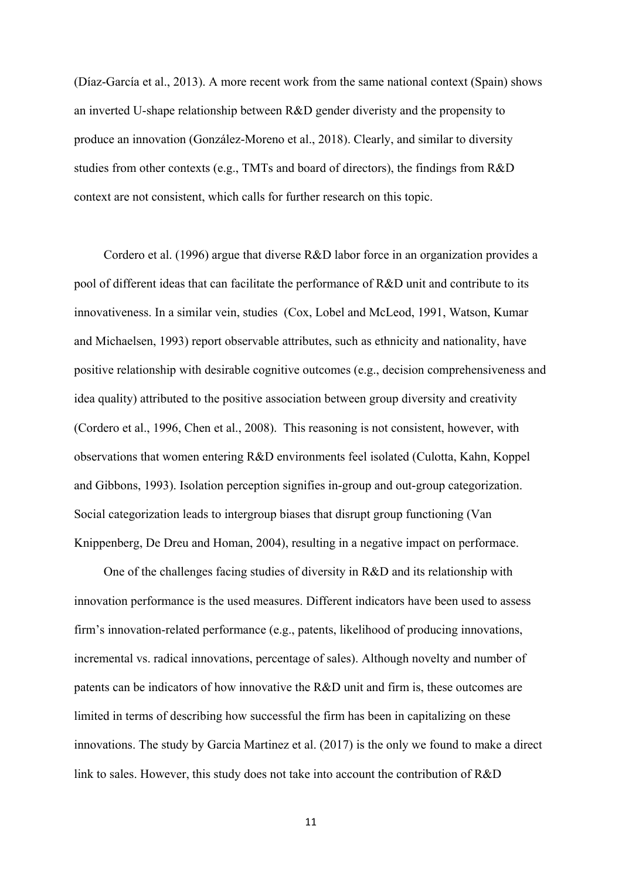(Díaz-García et al., 2013). A more recent work from the same national context (Spain) shows an inverted U-shape relationship between R&D gender diveristy and the propensity to produce an innovation (González-Moreno et al., 2018). Clearly, and similar to diversity studies from other contexts (e.g., TMTs and board of directors), the findings from R&D context are not consistent, which calls for further research on this topic.

Cordero et al. (1996) argue that diverse R&D labor force in an organization provides a pool of different ideas that can facilitate the performance of R&D unit and contribute to its innovativeness. In a similar vein, studies (Cox, Lobel and McLeod, 1991, Watson, Kumar and Michaelsen, 1993) report observable attributes, such as ethnicity and nationality, have positive relationship with desirable cognitive outcomes (e.g., decision comprehensiveness and idea quality) attributed to the positive association between group diversity and creativity (Cordero et al., 1996, Chen et al., 2008). This reasoning is not consistent, however, with observations that women entering R&D environments feel isolated (Culotta, Kahn, Koppel and Gibbons, 1993). Isolation perception signifies in-group and out-group categorization. Social categorization leads to intergroup biases that disrupt group functioning (Van Knippenberg, De Dreu and Homan, 2004), resulting in a negative impact on performace.

One of the challenges facing studies of diversity in R&D and its relationship with innovation performance is the used measures. Different indicators have been used to assess firm's innovation-related performance (e.g., patents, likelihood of producing innovations, incremental vs. radical innovations, percentage of sales). Although novelty and number of patents can be indicators of how innovative the R&D unit and firm is, these outcomes are limited in terms of describing how successful the firm has been in capitalizing on these innovations. The study by Garcia Martinez et al. (2017) is the only we found to make a direct link to sales. However, this study does not take into account the contribution of R&D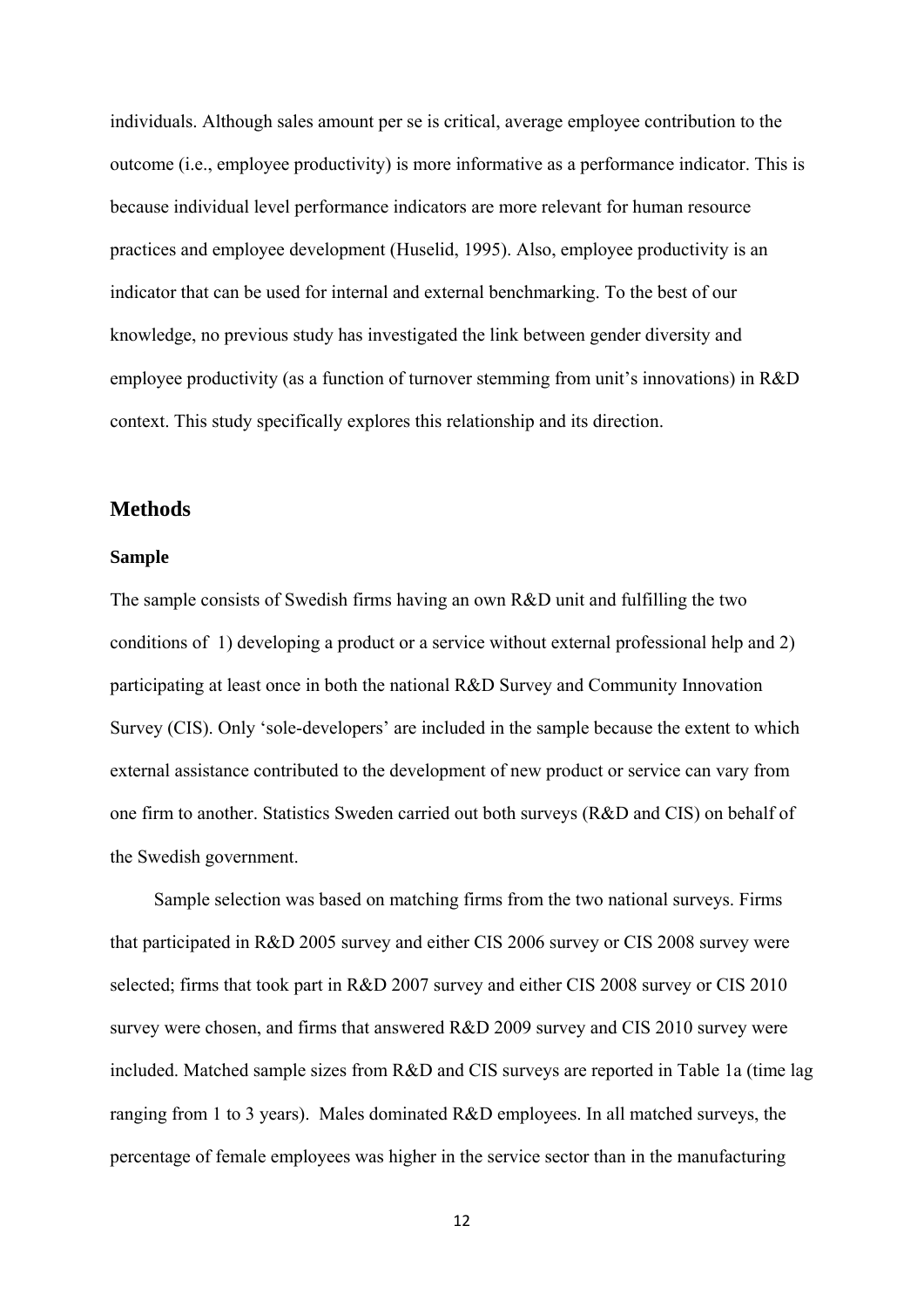individuals. Although sales amount per se is critical, average employee contribution to the outcome (i.e., employee productivity) is more informative as a performance indicator. This is because individual level performance indicators are more relevant for human resource practices and employee development (Huselid, 1995). Also, employee productivity is an indicator that can be used for internal and external benchmarking. To the best of our knowledge, no previous study has investigated the link between gender diversity and employee productivity (as a function of turnover stemming from unit's innovations) in R&D context. This study specifically explores this relationship and its direction.

## Methods

### Sample

The sample consists of Swedish firms having an own R&D unit and fulfilling the two conditions of 1) developing a product or a service without external professional help and 2) participating at least once in both the national R&D Survey and Community Innovation Survey (CIS). Only 'sole-developers' are included in the sample because the extent to which external assistance contributed to the development of new product or service can vary from one firm to another. Statistics Sweden carried out both surveys (R&D and CIS) on behalf of the Swedish government.

Sample selection was based on matching firms from the two national surveys. Firms that participated in R&D 2005 survey and either CIS 2006 survey or CIS 2008 survey were selected; firms that took part in R&D 2007 survey and either CIS 2008 survey or CIS 2010 survey were chosen, and firms that answered R&D 2009 survey and CIS 2010 survey were included. Matched sample sizes from R&D and CIS surveys are reported in Table 1a (time lag ranging from 1 to 3 years). Males dominated R&D employees. In all matched surveys, the percentage of female employees was higher in the service sector than in the manufacturing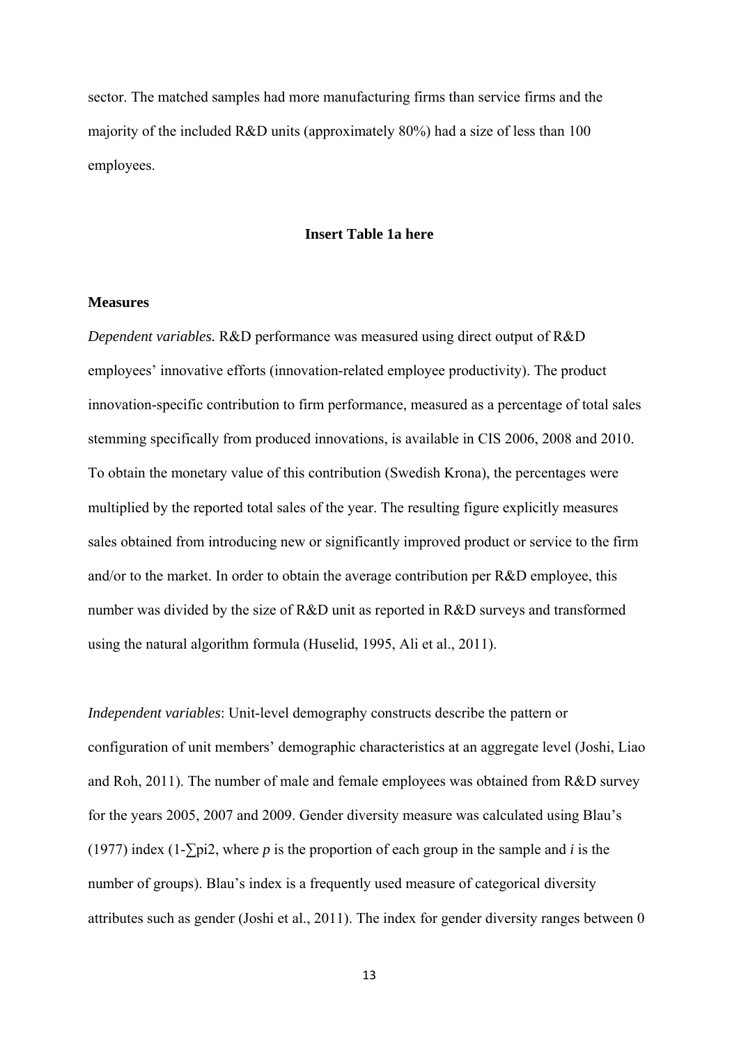sector. The matched samples had more manufacturing firms than service firms and the majority of the included R&D units (approximately 80%) had a size of less than 100 employees.

**Insert Table 1a here**

### Measures

*Dependent variables.* R&D performance was measured using direct output of R&D employees' innovative efforts (innovation-related employee productivity). The product innovation-specific contribution to firm performance, measured as a percentage of total sales stemming specifically from produced innovations, is available in CIS 2006, 2008 and 2010. To obtain the monetary value of this contribution (Swedish Krona), the percentages were multiplied by the reported total sales of the year. The resulting figure explicitly measures sales obtained from introducing new or significantly improved product or service to the firm and/or to the market. In order to obtain the average contribution per R&D employee, this number was divided by the size of R&D unit as reported in R&D surveys and transformed using the natural algorithm formula (Huselid, 1995, Ali et al., 2011).

*Independent variables*: Unit-level demography constructs describe the pattern or configuration of unit members' demographic characteristics at an aggregate level (Joshi, Liao and Roh, 2011). The number of male and female employees was obtained from R&D survey for the years 2005, 2007 and 2009. Gender diversity measure was calculated using Blau's (1977) index ($1-\sum p_i^2$, where $p$ is the proportion of each group in the sample and $i$ is the number of groups). Blau's index is a frequently used measure of categorical diversity attributes such as gender (Joshi et al., 2011). The index for gender diversity ranges between 0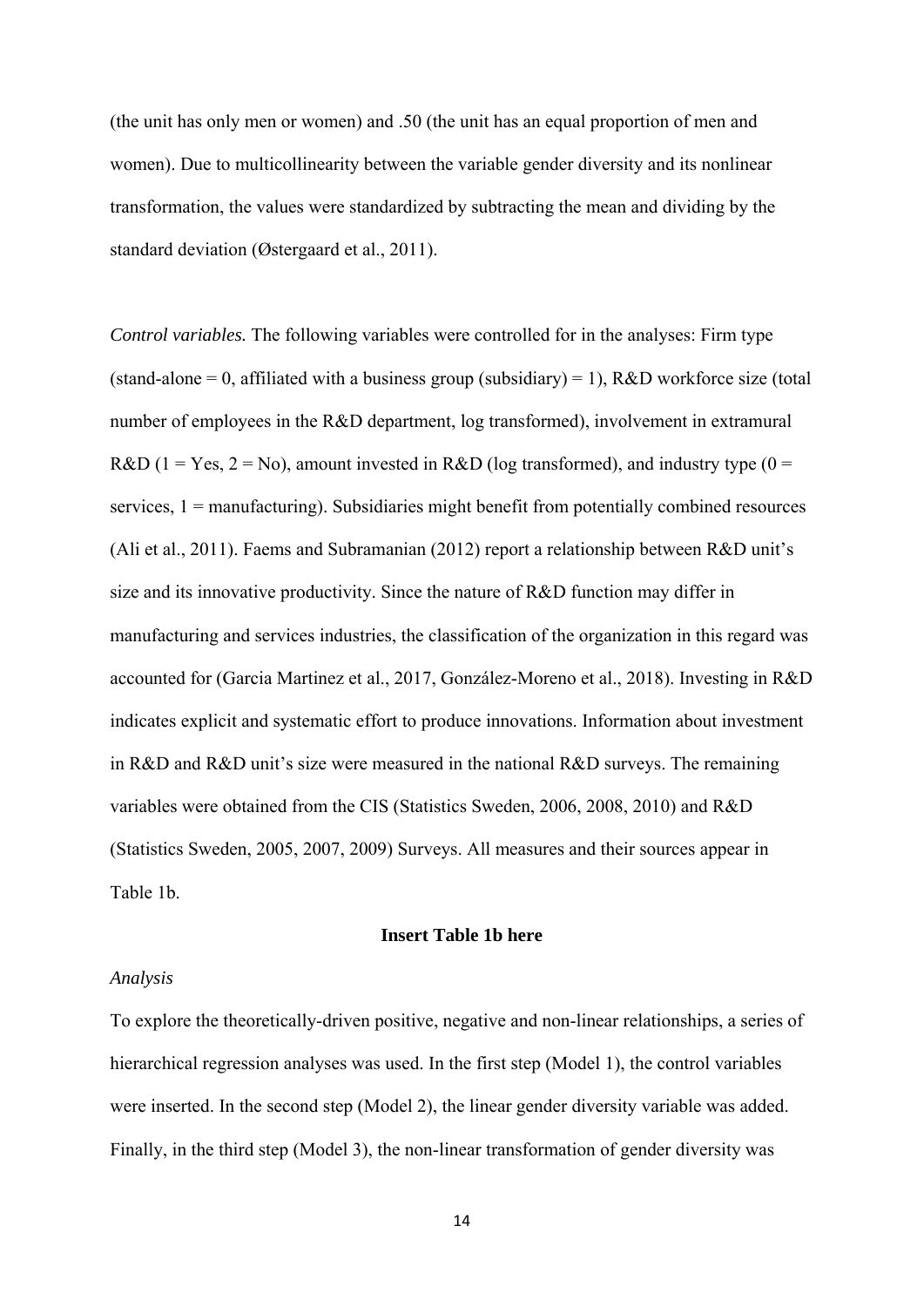(the unit has only men or women) and .50 (the unit has an equal proportion of men and women). Due to multicollinearity between the variable gender diversity and its nonlinear transformation, the values were standardized by subtracting the mean and dividing by the standard deviation (Østergaard et al., 2011).

*Control variables.* The following variables were controlled for in the analyses: Firm type (stand-alone = 0, affiliated with a business group (subsidiary) = 1), R&D workforce size (total number of employees in the R&D department, log transformed), involvement in extramural R&D (1 = Yes, 2 = No), amount invested in R&D (log transformed), and industry type (0 = services, 1 = manufacturing). Subsidiaries might benefit from potentially combined resources (Ali et al., 2011). Faems and Subramanian (2012) report a relationship between R&D unit's size and its innovative productivity. Since the nature of R&D function may differ in manufacturing and services industries, the classification of the organization in this regard was accounted for (Garcia Martinez et al., 2017, González-Moreno et al., 2018). Investing in R&D indicates explicit and systematic effort to produce innovations. Information about investment in R&D and R&D unit's size were measured in the national R&D surveys. The remaining variables were obtained from the CIS (Statistics Sweden, 2006, 2008, 2010) and R&D (Statistics Sweden, 2005, 2007, 2009) Surveys. All measures and their sources appear in Table 1b.

**Insert Table 1b here**

*Analysis*

To explore the theoretically-driven positive, negative and non-linear relationships, a series of hierarchical regression analyses was used. In the first step (Model 1), the control variables were inserted. In the second step (Model 2), the linear gender diversity variable was added. Finally, in the third step (Model 3), the non-linear transformation of gender diversity was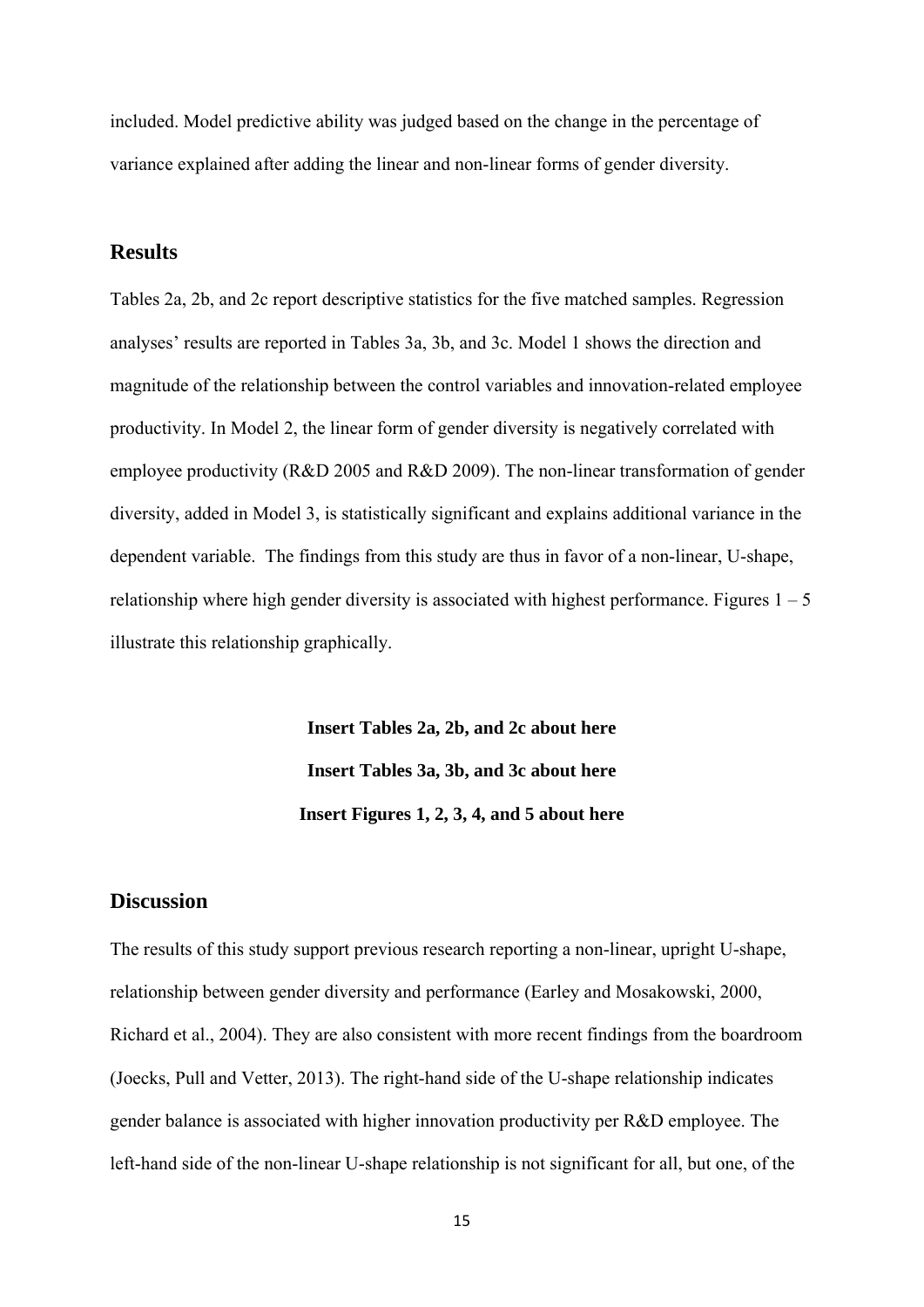included. Model predictive ability was judged based on the change in the percentage of variance explained after adding the linear and non-linear forms of gender diversity.

## Results

Tables 2a, 2b, and 2c report descriptive statistics for the five matched samples. Regression analyses' results are reported in Tables 3a, 3b, and 3c. Model 1 shows the direction and magnitude of the relationship between the control variables and innovation-related employee productivity. In Model 2, the linear form of gender diversity is negatively correlated with employee productivity (R&D 2005 and R&D 2009). The non-linear transformation of gender diversity, added in Model 3, is statistically significant and explains additional variance in the dependent variable. The findings from this study are thus in favor of a non-linear, U-shape, relationship where high gender diversity is associated with highest performance. Figures 1 – 5 illustrate this relationship graphically.

**Insert Tables 2a, 2b, and 2c about here**

**Insert Tables 3a, 3b, and 3c about here**

**Insert Figures 1, 2, 3, 4, and 5 about here**

## Discussion

The results of this study support previous research reporting a non-linear, upright U-shape, relationship between gender diversity and performance (Earley and Mosakowski, 2000, Richard et al., 2004). They are also consistent with more recent findings from the boardroom (Joecks, Pull and Vetter, 2013). The right-hand side of the U-shape relationship indicates gender balance is associated with higher innovation productivity per R&D employee. The left-hand side of the non-linear U-shape relationship is not significant for all, but one, of the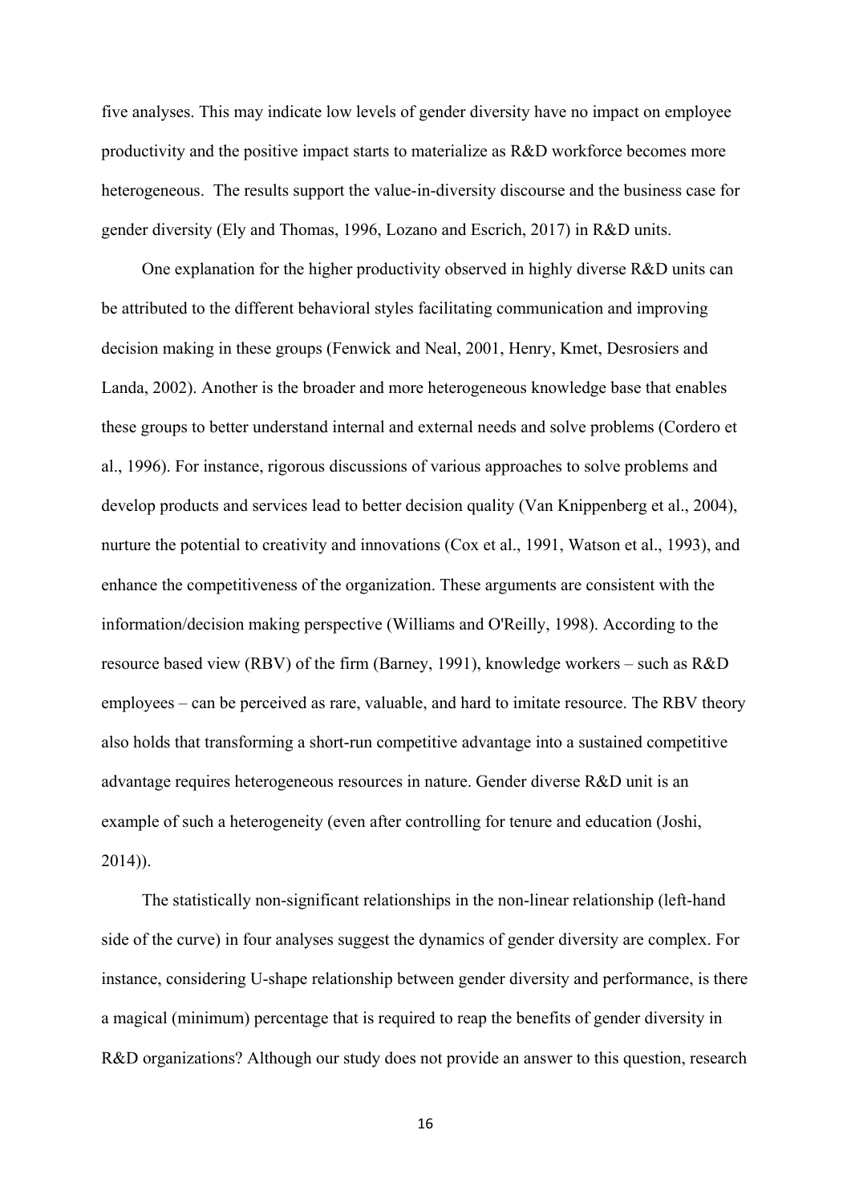five analyses. This may indicate low levels of gender diversity have no impact on employee productivity and the positive impact starts to materialize as R&D workforce becomes more heterogeneous. The results support the value-in-diversity discourse and the business case for gender diversity (Ely and Thomas, 1996, Lozano and Escrich, 2017) in R&D units.

One explanation for the higher productivity observed in highly diverse R&D units can be attributed to the different behavioral styles facilitating communication and improving decision making in these groups (Fenwick and Neal, 2001, Henry, Kmet, Desrosiers and Landa, 2002). Another is the broader and more heterogeneous knowledge base that enables these groups to better understand internal and external needs and solve problems (Cordero et al., 1996). For instance, rigorous discussions of various approaches to solve problems and develop products and services lead to better decision quality (Van Knippenberg et al., 2004), nurture the potential to creativity and innovations (Cox et al., 1991, Watson et al., 1993), and enhance the competitiveness of the organization. These arguments are consistent with the information/decision making perspective (Williams and O'Reilly, 1998). According to the resource based view (RBV) of the firm (Barney, 1991), knowledge workers – such as R&D employees – can be perceived as rare, valuable, and hard to imitate resource. The RBV theory also holds that transforming a short-run competitive advantage into a sustained competitive advantage requires heterogeneous resources in nature. Gender diverse R&D unit is an example of such a heterogeneity (even after controlling for tenure and education (Joshi, 2014)).

The statistically non-significant relationships in the non-linear relationship (left-hand side of the curve) in four analyses suggest the dynamics of gender diversity are complex. For instance, considering U-shape relationship between gender diversity and performance, is there a magical (minimum) percentage that is required to reap the benefits of gender diversity in R&D organizations? Although our study does not provide an answer to this question, research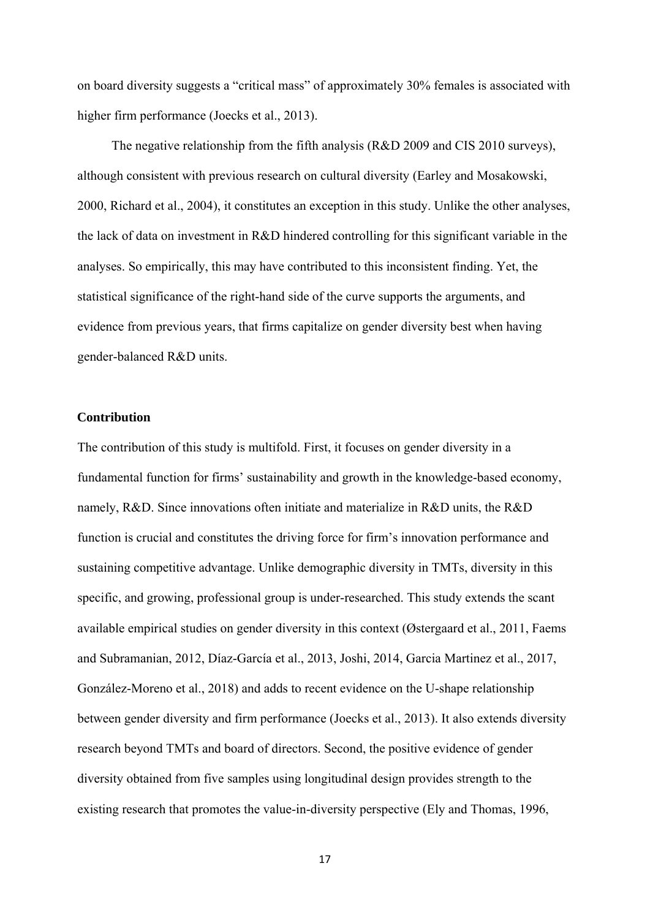on board diversity suggests a "critical mass" of approximately 30% females is associated with higher firm performance (Joecks et al., 2013).

The negative relationship from the fifth analysis (R&D 2009 and CIS 2010 surveys), although consistent with previous research on cultural diversity (Earley and Mosakowski, 2000, Richard et al., 2004), it constitutes an exception in this study. Unlike the other analyses, the lack of data on investment in R&D hindered controlling for this significant variable in the analyses. So empirically, this may have contributed to this inconsistent finding. Yet, the statistical significance of the right-hand side of the curve supports the arguments, and evidence from previous years, that firms capitalize on gender diversity best when having gender-balanced R&D units.

## Contribution

The contribution of this study is multifold. First, it focuses on gender diversity in a fundamental function for firms' sustainability and growth in the knowledge-based economy, namely, R&D. Since innovations often initiate and materialize in R&D units, the R&D function is crucial and constitutes the driving force for firm's innovation performance and sustaining competitive advantage. Unlike demographic diversity in TMTs, diversity in this specific, and growing, professional group is under-researched. This study extends the scant available empirical studies on gender diversity in this context (Østergaard et al., 2011, Faems and Subramanian, 2012, Díaz-García et al., 2013, Joshi, 2014, Garcia Martinez et al., 2017, González-Moreno et al., 2018) and adds to recent evidence on the U-shape relationship between gender diversity and firm performance (Joecks et al., 2013). It also extends diversity research beyond TMTs and board of directors. Second, the positive evidence of gender diversity obtained from five samples using longitudinal design provides strength to the existing research that promotes the value-in-diversity perspective (Ely and Thomas, 1996,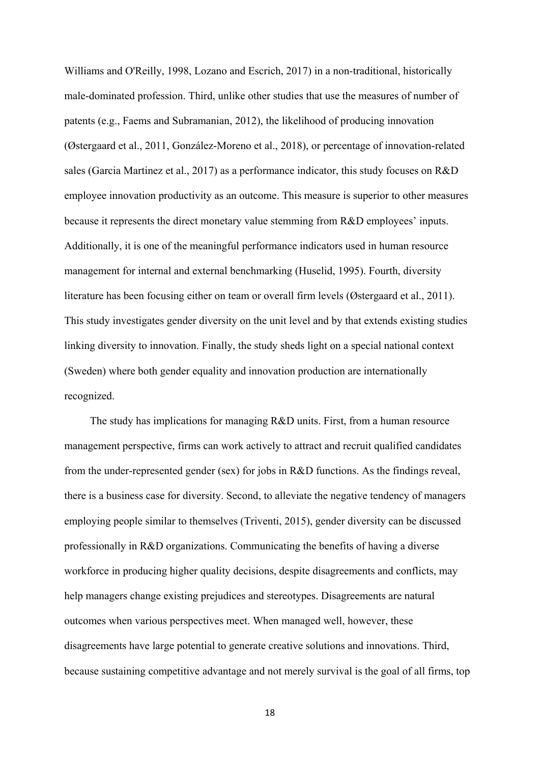Williams and O'Reilly, 1998, Lozano and Escrich, 2017) in a non-traditional, historically male-dominated profession. Third, unlike other studies that use the measures of number of patents (e.g., Faems and Subramanian, 2012), the likelihood of producing innovation (Østergaard et al., 2011, González-Moreno et al., 2018), or percentage of innovation-related sales (Garcia Martinez et al., 2017) as a performance indicator, this study focuses on R&D employee innovation productivity as an outcome. This measure is superior to other measures because it represents the direct monetary value stemming from R&D employees' inputs. Additionally, it is one of the meaningful performance indicators used in human resource management for internal and external benchmarking (Huselid, 1995). Fourth, diversity literature has been focusing either on team or overall firm levels (Østergaard et al., 2011). This study investigates gender diversity on the unit level and by that extends existing studies linking diversity to innovation. Finally, the study sheds light on a special national context (Sweden) where both gender equality and innovation production are internationally recognized.

The study has implications for managing R&D units. First, from a human resource management perspective, firms can work actively to attract and recruit qualified candidates from the under-represented gender (sex) for jobs in R&D functions. As the findings reveal, there is a business case for diversity. Second, to alleviate the negative tendency of managers employing people similar to themselves (Triventi, 2015), gender diversity can be discussed professionally in R&D organizations. Communicating the benefits of having a diverse workforce in producing higher quality decisions, despite disagreements and conflicts, may help managers change existing prejudices and stereotypes. Disagreements are natural outcomes when various perspectives meet. When managed well, however, these disagreements have large potential to generate creative solutions and innovations. Third, because sustaining competitive advantage and not merely survival is the goal of all firms, top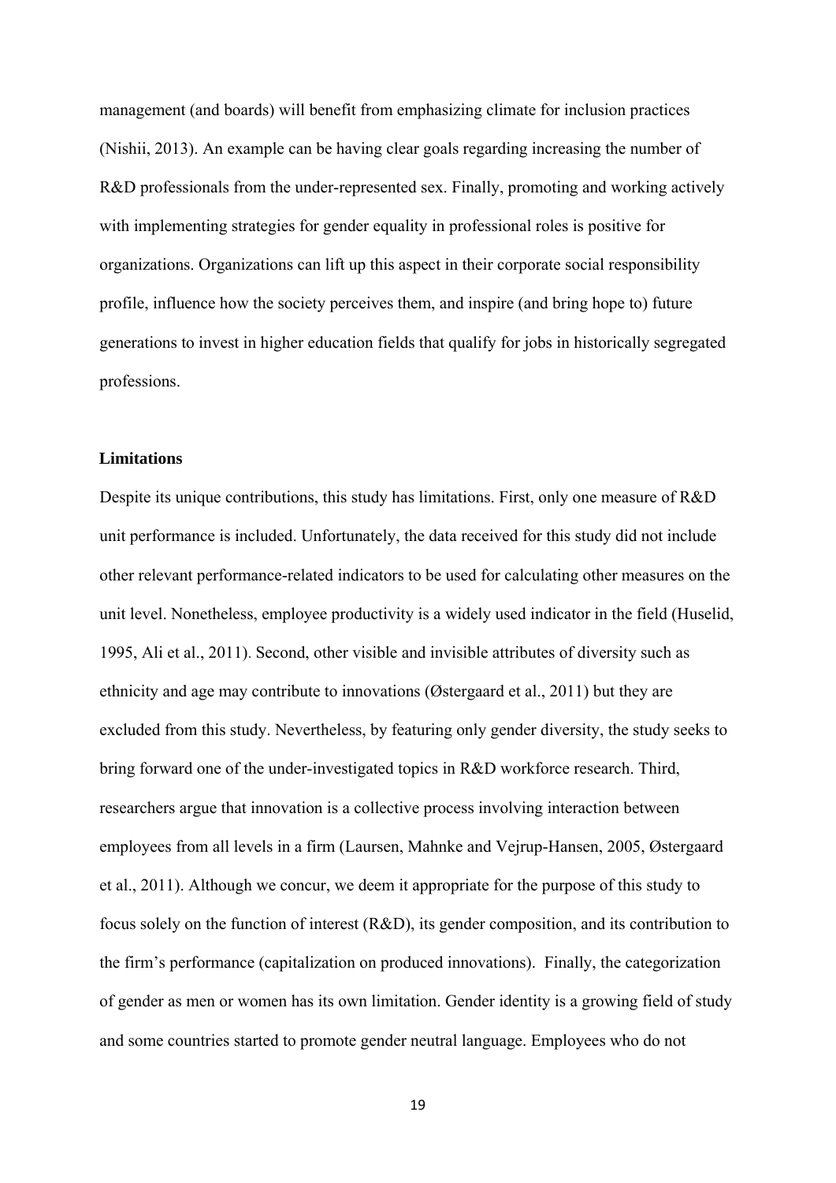management (and boards) will benefit from emphasizing climate for inclusion practices (Nishii, 2013). An example can be having clear goals regarding increasing the number of R&D professionals from the under-represented sex. Finally, promoting and working actively with implementing strategies for gender equality in professional roles is positive for organizations. Organizations can lift up this aspect in their corporate social responsibility profile, influence how the society perceives them, and inspire (and bring hope to) future generations to invest in higher education fields that qualify for jobs in historically segregated professions.

## Limitations

Despite its unique contributions, this study has limitations. First, only one measure of R&D unit performance is included. Unfortunately, the data received for this study did not include other relevant performance-related indicators to be used for calculating other measures on the unit level. Nonetheless, employee productivity is a widely used indicator in the field (Huselid, 1995, Ali et al., 2011). Second, other visible and invisible attributes of diversity such as ethnicity and age may contribute to innovations (Østergaard et al., 2011) but they are excluded from this study. Nevertheless, by featuring only gender diversity, the study seeks to bring forward one of the under-investigated topics in R&D workforce research. Third, researchers argue that innovation is a collective process involving interaction between employees from all levels in a firm (Laursen, Mahnke and Vejrup-Hansen, 2005, Østergaard et al., 2011). Although we concur, we deem it appropriate for the purpose of this study to focus solely on the function of interest (R&D), its gender composition, and its contribution to the firm's performance (capitalization on produced innovations). Finally, the categorization of gender as men or women has its own limitation. Gender identity is a growing field of study and some countries started to promote gender neutral language. Employees who do not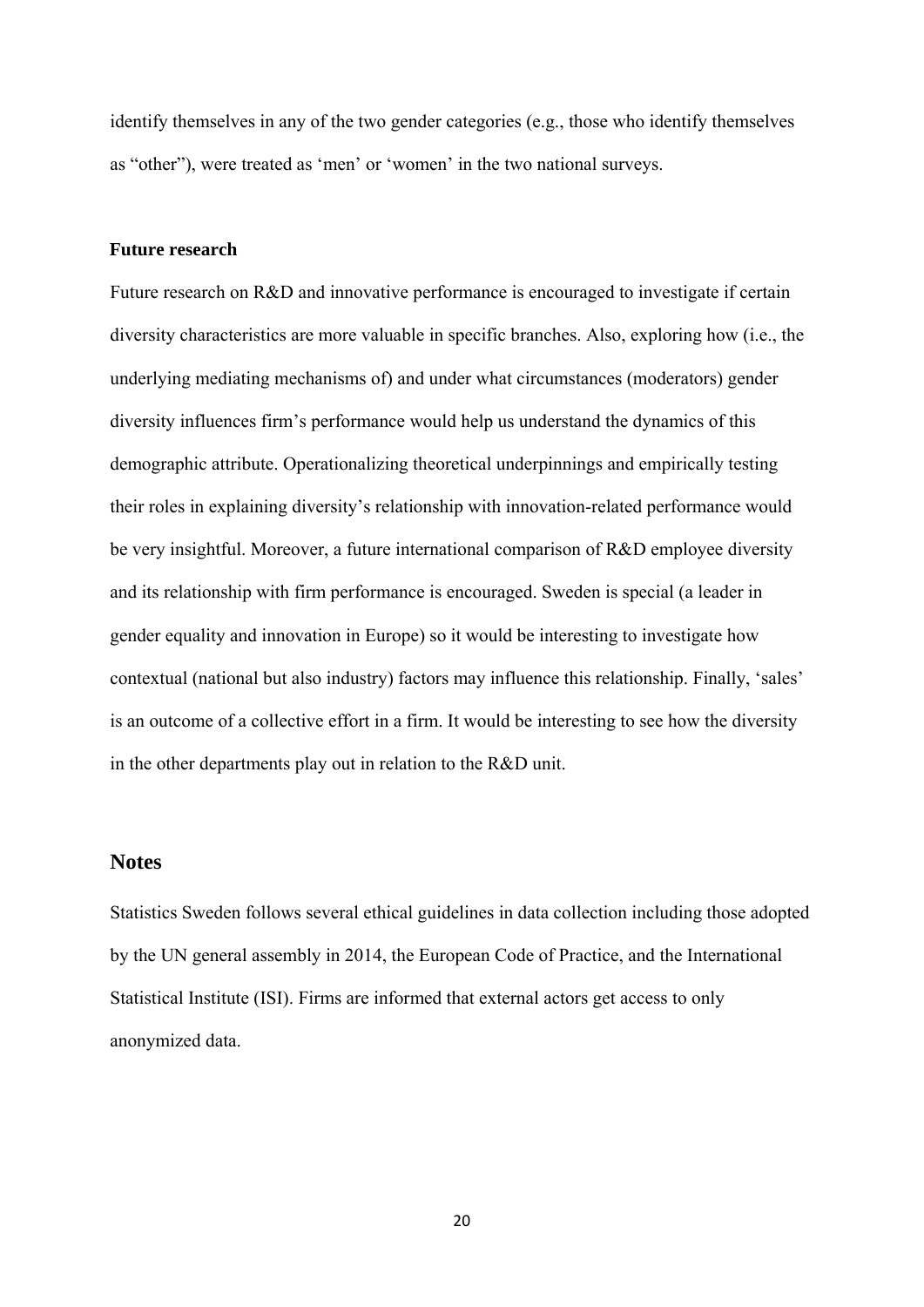identify themselves in any of the two gender categories (e.g., those who identify themselves as "other"), were treated as 'men' or 'women' in the two national surveys.

### Future research

Future research on R&D and innovative performance is encouraged to investigate if certain diversity characteristics are more valuable in specific branches. Also, exploring how (i.e., the underlying mediating mechanisms of) and under what circumstances (moderators) gender diversity influences firm's performance would help us understand the dynamics of this demographic attribute. Operationalizing theoretical underpinnings and empirically testing their roles in explaining diversity's relationship with innovation-related performance would be very insightful. Moreover, a future international comparison of R&D employee diversity and its relationship with firm performance is encouraged. Sweden is special (a leader in gender equality and innovation in Europe) so it would be interesting to investigate how contextual (national but also industry) factors may influence this relationship. Finally, 'sales' is an outcome of a collective effort in a firm. It would be interesting to see how the diversity in the other departments play out in relation to the R&D unit.

## Notes

Statistics Sweden follows several ethical guidelines in data collection including those adopted by the UN general assembly in 2014, the European Code of Practice, and the International Statistical Institute (ISI). Firms are informed that external actors get access to only anonymized data.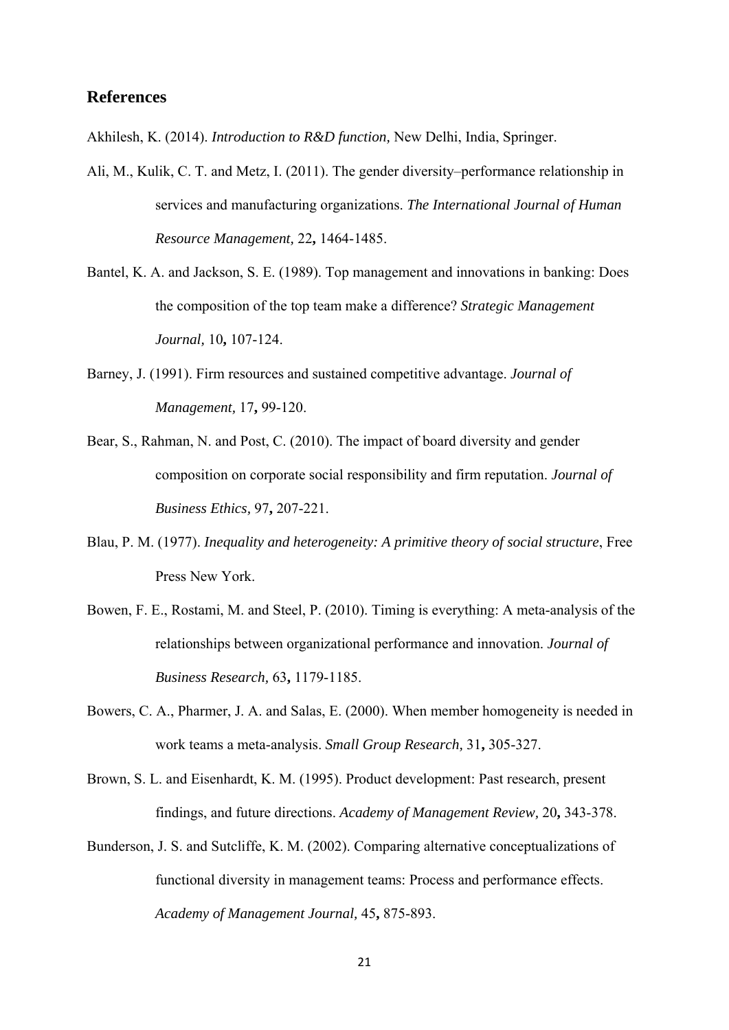## References

Akhilesh, K. (2014). *Introduction to R&D function,* New Delhi, India, Springer.

Ali, M., Kulik, C. T. and Metz, I. (2011). The gender diversity–performance relationship in services and manufacturing organizations. *The International Journal of Human Resource Management,* 22**,** 1464-1485.

Bantel, K. A. and Jackson, S. E. (1989). Top management and innovations in banking: Does the composition of the top team make a difference? *Strategic Management Journal,* 10**,** 107-124.

Barney, J. (1991). Firm resources and sustained competitive advantage. *Journal of Management,* 17**,** 99-120.

Bear, S., Rahman, N. and Post, C. (2010). The impact of board diversity and gender composition on corporate social responsibility and firm reputation. *Journal of Business Ethics,* 97**,** 207-221.

Blau, P. M. (1977). *Inequality and heterogeneity: A primitive theory of social structure*, Free Press New York.

Bowen, F. E., Rostami, M. and Steel, P. (2010). Timing is everything: A meta-analysis of the relationships between organizational performance and innovation. *Journal of Business Research,* 63**,** 1179-1185.

Bowers, C. A., Pharmer, J. A. and Salas, E. (2000). When member homogeneity is needed in work teams a meta-analysis. *Small Group Research,* 31**,** 305-327.

Brown, S. L. and Eisenhardt, K. M. (1995). Product development: Past research, present findings, and future directions. *Academy of Management Review,* 20**,** 343-378.

Bunderson, J. S. and Sutcliffe, K. M. (2002). Comparing alternative conceptualizations of functional diversity in management teams: Process and performance effects. *Academy of Management Journal,* 45**,** 875-893.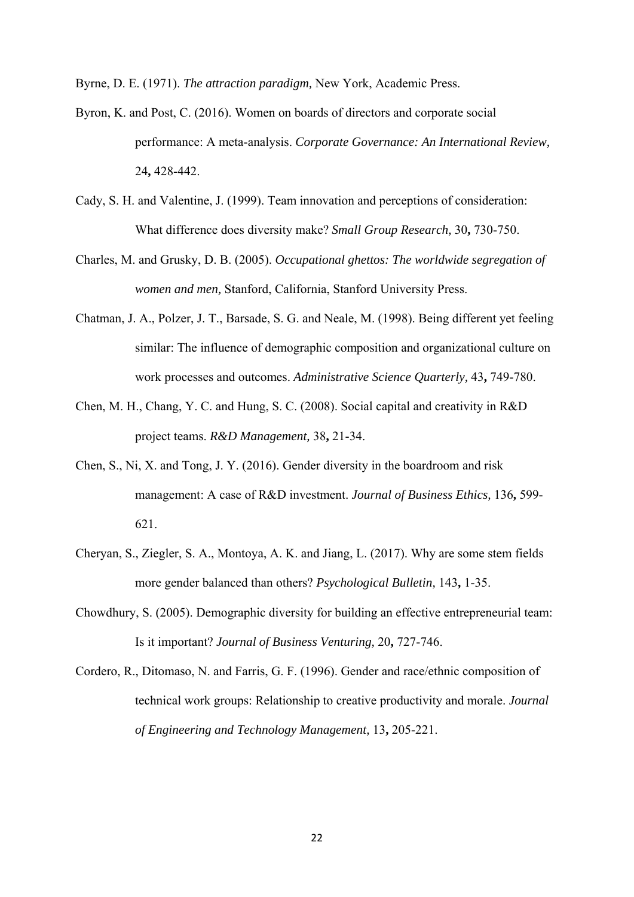Byrne, D. E. (1971). *The attraction paradigm,* New York, Academic Press.

Byron, K. and Post, C. (2016). Women on boards of directors and corporate social performance: A meta-analysis. *Corporate Governance: An International Review,* 24**,** 428-442.

Cady, S. H. and Valentine, J. (1999). Team innovation and perceptions of consideration: What difference does diversity make? *Small Group Research,* 30**,** 730-750.

Charles, M. and Grusky, D. B. (2005). *Occupational ghettos: The worldwide segregation of women and men,* Stanford, California, Stanford University Press.

Chatman, J. A., Polzer, J. T., Barsade, S. G. and Neale, M. (1998). Being different yet feeling similar: The influence of demographic composition and organizational culture on work processes and outcomes. *Administrative Science Quarterly,* 43**,** 749-780.

Chen, M. H., Chang, Y. C. and Hung, S. C. (2008). Social capital and creativity in R&D project teams. *R&D Management,* 38**,** 21-34.

Chen, S., Ni, X. and Tong, J. Y. (2016). Gender diversity in the boardroom and risk management: A case of R&D investment. *Journal of Business Ethics,* 136**,** 599-621.

Cheryan, S., Ziegler, S. A., Montoya, A. K. and Jiang, L. (2017). Why are some stem fields more gender balanced than others? *Psychological Bulletin,* 143**,** 1-35.

Chowdhury, S. (2005). Demographic diversity for building an effective entrepreneurial team: Is it important? *Journal of Business Venturing,* 20**,** 727-746.

Cordero, R., Ditomaso, N. and Farris, G. F. (1996). Gender and race/ethnic composition of technical work groups: Relationship to creative productivity and morale. *Journal of Engineering and Technology Management,* 13**,** 205-221.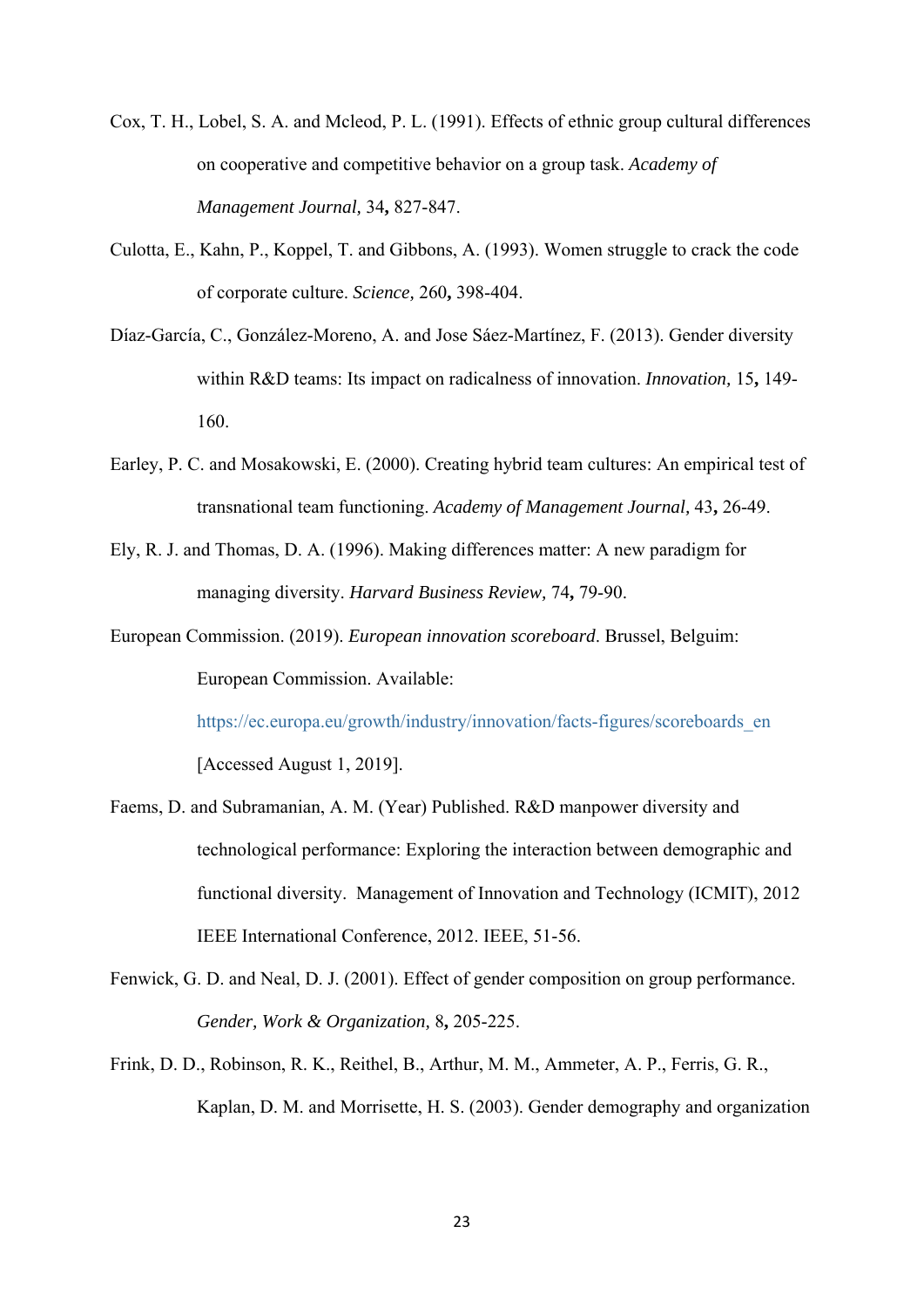Cox, T. H., Lobel, S. A. and Mcleod, P. L. (1991). Effects of ethnic group cultural differences on cooperative and competitive behavior on a group task. *Academy of Management Journal,* 34**,** 827-847.

Culotta, E., Kahn, P., Koppel, T. and Gibbons, A. (1993). Women struggle to crack the code of corporate culture. *Science,* 260**,** 398-404.

Díaz-García, C., González-Moreno, A. and Jose Sáez-Martínez, F. (2013). Gender diversity within R&D teams: Its impact on radicalness of innovation. *Innovation,* 15**,** 149-160.

Earley, P. C. and Mosakowski, E. (2000). Creating hybrid team cultures: An empirical test of transnational team functioning. *Academy of Management Journal,* 43**,** 26-49.

Ely, R. J. and Thomas, D. A. (1996). Making differences matter: A new paradigm for managing diversity. *Harvard Business Review,* 74**,** 79-90.

European Commission. (2019). *European innovation scoreboard*. Brussel, Belguim: European Commission. Available: https://ec.europa.eu/growth/industry/innovation/facts-figures/scoreboards_en [Accessed August 1, 2019].

Faems, D. and Subramanian, A. M. (Year) Published. R&D manpower diversity and technological performance: Exploring the interaction between demographic and functional diversity. Management of Innovation and Technology (ICMIT), 2012 IEEE International Conference, 2012. IEEE, 51-56.

Fenwick, G. D. and Neal, D. J. (2001). Effect of gender composition on group performance. *Gender, Work & Organization,* 8**,** 205-225.

Frink, D. D., Robinson, R. K., Reithel, B., Arthur, M. M., Ammeter, A. P., Ferris, G. R., Kaplan, D. M. and Morrisette, H. S. (2003). Gender demography and organization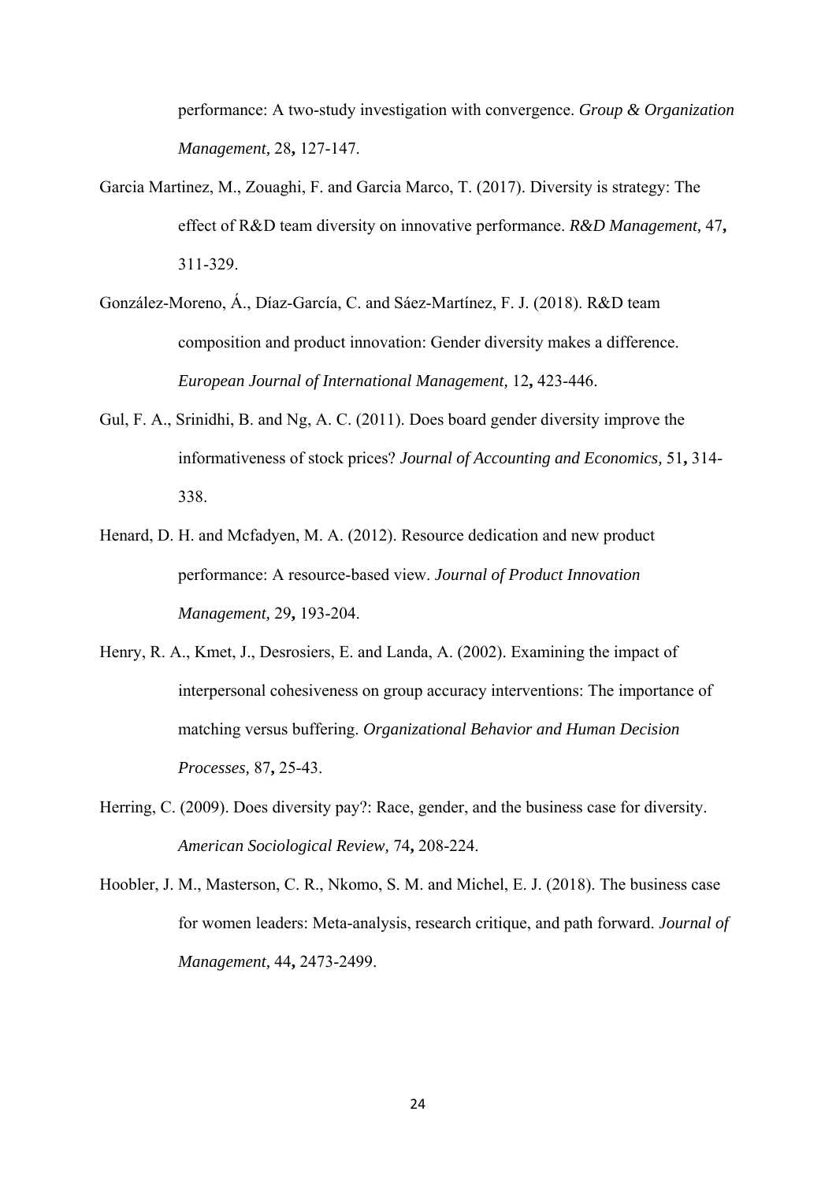performance: A two-study investigation with convergence. *Group & Organization Management,* 28**,** 127-147.

Garcia Martinez, M., Zouaghi, F. and Garcia Marco, T. (2017). Diversity is strategy: The effect of R&D team diversity on innovative performance. *R&D Management,* 47**,** 311-329.

González-Moreno, Á., Díaz-García, C. and Sáez-Martínez, F. J. (2018). R&D team composition and product innovation: Gender diversity makes a difference. *European Journal of International Management,* 12**,** 423-446.

Gul, F. A., Srinidhi, B. and Ng, A. C. (2011). Does board gender diversity improve the informativeness of stock prices? *Journal of Accounting and Economics,* 51**,** 314-338.

Henard, D. H. and Mcfadyen, M. A. (2012). Resource dedication and new product performance: A resource-based view. *Journal of Product Innovation Management,* 29**,** 193-204.

Henry, R. A., Kmet, J., Desrosiers, E. and Landa, A. (2002). Examining the impact of interpersonal cohesiveness on group accuracy interventions: The importance of matching versus buffering. *Organizational Behavior and Human Decision Processes,* 87**,** 25-43.

Herring, C. (2009). Does diversity pay?: Race, gender, and the business case for diversity. *American Sociological Review,* 74**,** 208-224.

Hoobler, J. M., Masterson, C. R., Nkomo, S. M. and Michel, E. J. (2018). The business case for women leaders: Meta-analysis, research critique, and path forward. *Journal of Management,* 44**,** 2473-2499.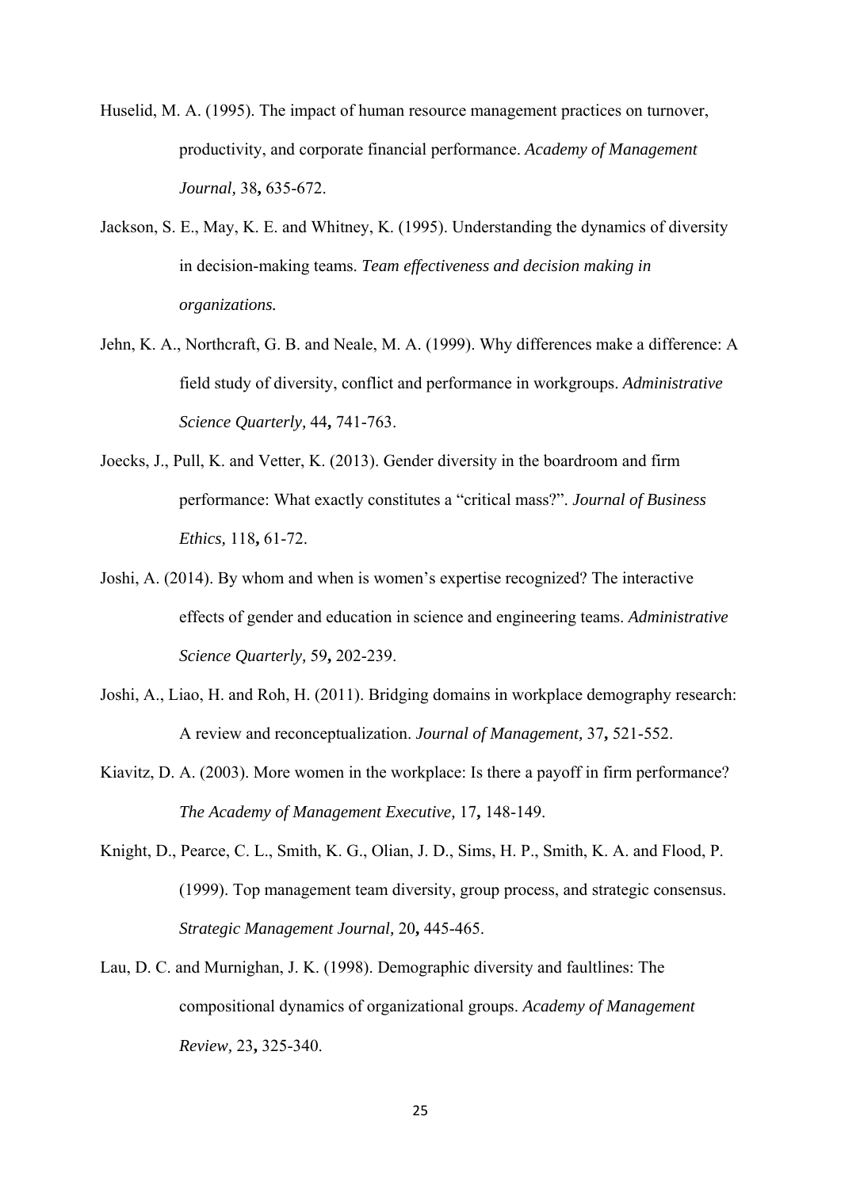Huselid, M. A. (1995). The impact of human resource management practices on turnover, productivity, and corporate financial performance. *Academy of Management Journal,* 38**,** 635-672.

Jackson, S. E., May, K. E. and Whitney, K. (1995). Understanding the dynamics of diversity in decision-making teams. *Team effectiveness and decision making in organizations.*

Jehn, K. A., Northcraft, G. B. and Neale, M. A. (1999). Why differences make a difference: A field study of diversity, conflict and performance in workgroups. *Administrative Science Quarterly,* 44**,** 741-763.

Joecks, J., Pull, K. and Vetter, K. (2013). Gender diversity in the boardroom and firm performance: What exactly constitutes a “critical mass?”. *Journal of Business Ethics,* 118**,** 61-72.

Joshi, A. (2014). By whom and when is women’s expertise recognized? The interactive effects of gender and education in science and engineering teams. *Administrative Science Quarterly,* 59**,** 202-239.

Joshi, A., Liao, H. and Roh, H. (2011). Bridging domains in workplace demography research: A review and reconceptualization. *Journal of Management,* 37**,** 521-552.

Kiavitz, D. A. (2003). More women in the workplace: Is there a payoff in firm performance? *The Academy of Management Executive,* 17**,** 148-149.

Knight, D., Pearce, C. L., Smith, K. G., Olian, J. D., Sims, H. P., Smith, K. A. and Flood, P. (1999). Top management team diversity, group process, and strategic consensus. *Strategic Management Journal,* 20**,** 445-465.

Lau, D. C. and Murnighan, J. K. (1998). Demographic diversity and faultlines: The compositional dynamics of organizational groups. *Academy of Management Review,* 23**,** 325-340.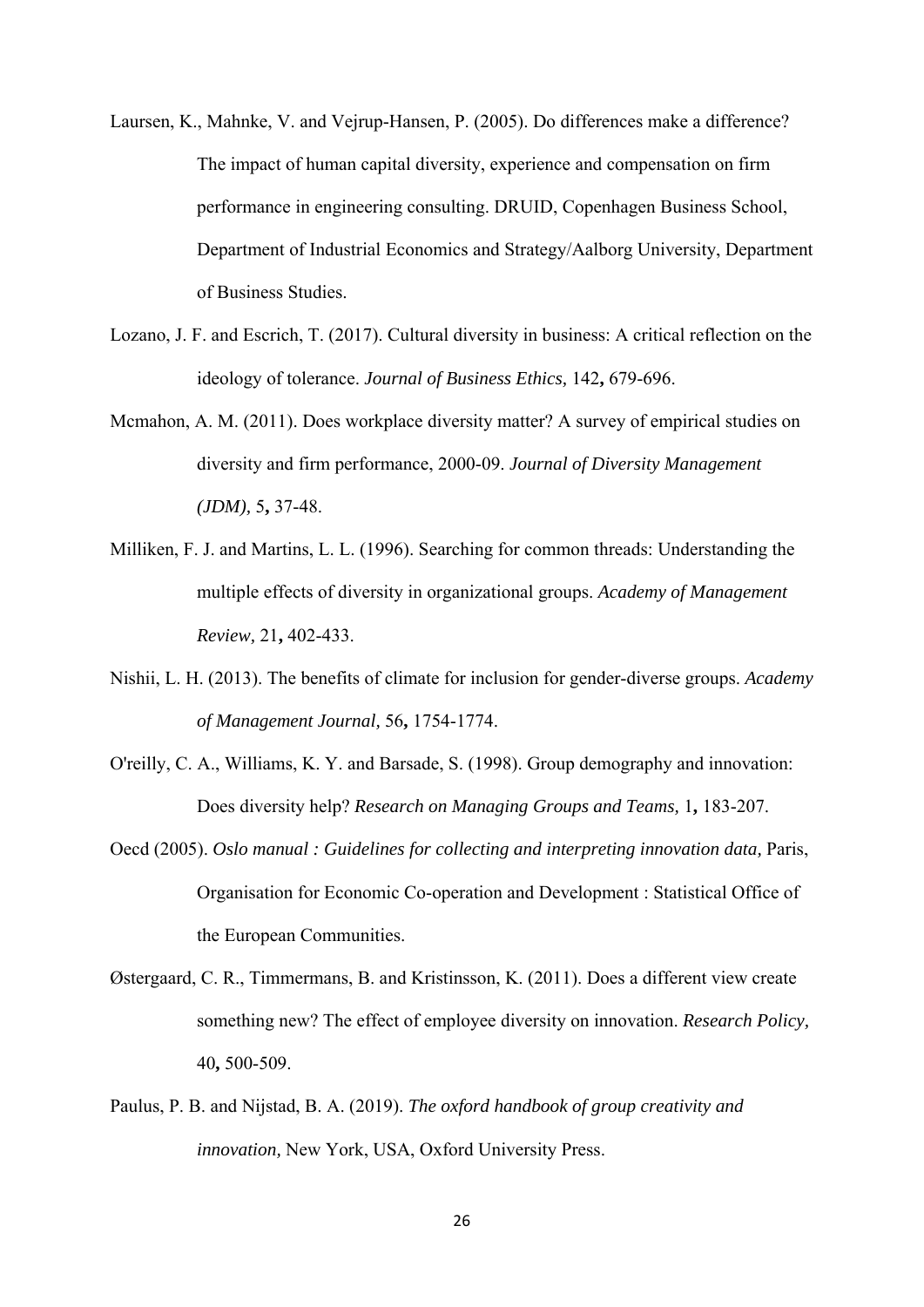Laursen, K., Mahnke, V. and Vejrup-Hansen, P. (2005). Do differences make a difference? The impact of human capital diversity, experience and compensation on firm performance in engineering consulting. DRUID, Copenhagen Business School, Department of Industrial Economics and Strategy/Aalborg University, Department of Business Studies.

Lozano, J. F. and Escrich, T. (2017). Cultural diversity in business: A critical reflection on the ideology of tolerance. *Journal of Business Ethics,* 142**,** 679-696.

Mcmahon, A. M. (2011). Does workplace diversity matter? A survey of empirical studies on diversity and firm performance, 2000-09. *Journal of Diversity Management (JDM),* 5**,** 37-48.

Milliken, F. J. and Martins, L. L. (1996). Searching for common threads: Understanding the multiple effects of diversity in organizational groups. *Academy of Management Review,* 21**,** 402-433.

Nishii, L. H. (2013). The benefits of climate for inclusion for gender-diverse groups. *Academy of Management Journal,* 56**,** 1754-1774.

O'reilly, C. A., Williams, K. Y. and Barsade, S. (1998). Group demography and innovation: Does diversity help? *Research on Managing Groups and Teams,* 1**,** 183-207.

Oecd (2005). *Oslo manual : Guidelines for collecting and interpreting innovation data,* Paris, Organisation for Economic Co-operation and Development : Statistical Office of the European Communities.

Østergaard, C. R., Timmermans, B. and Kristinsson, K. (2011). Does a different view create something new? The effect of employee diversity on innovation. *Research Policy,* 40**,** 500-509.

Paulus, P. B. and Nijstad, B. A. (2019). *The oxford handbook of group creativity and innovation,* New York, USA, Oxford University Press.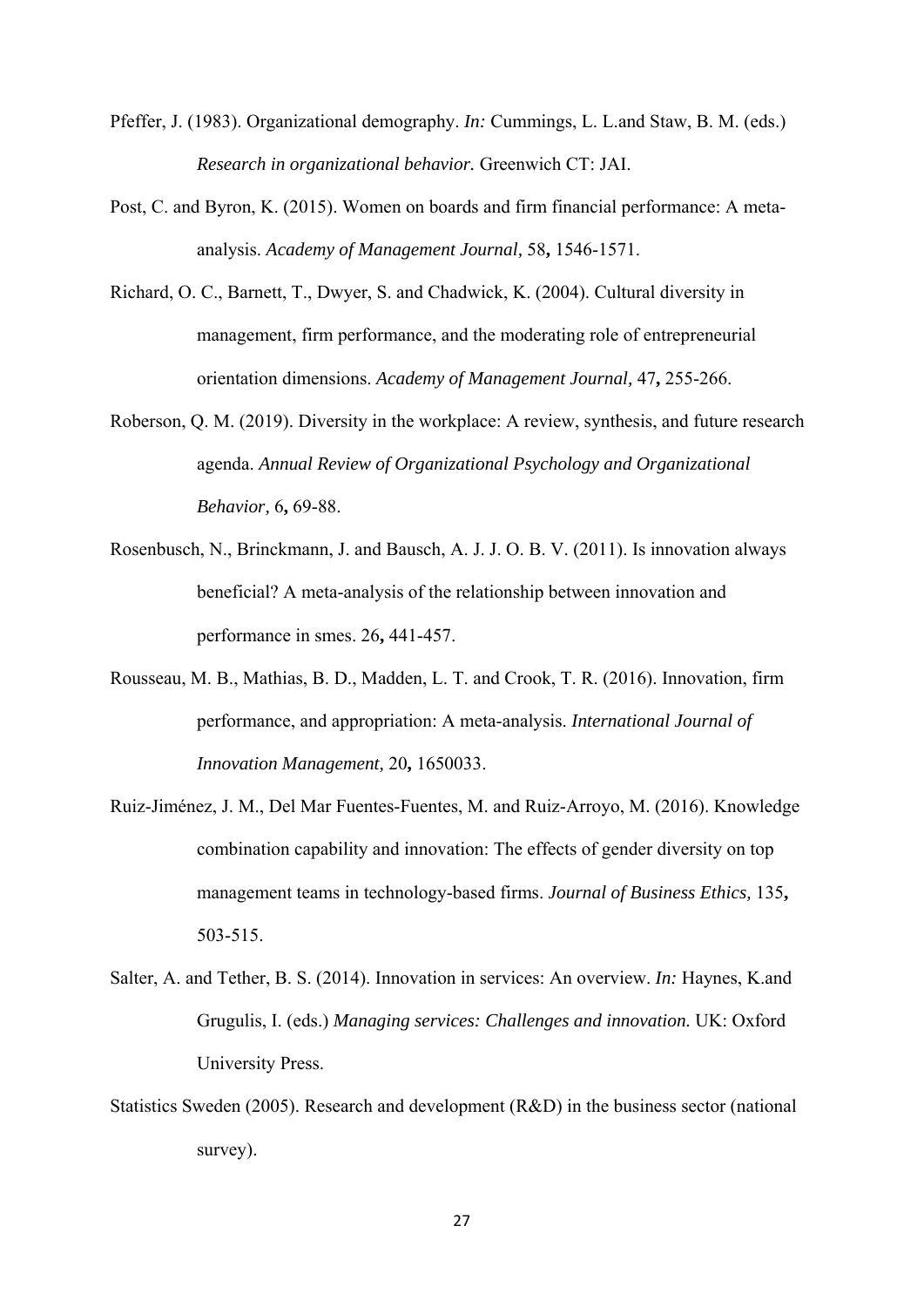Pfeffer, J. (1983). Organizational demography. *In:* Cummings, L. L.and Staw, B. M. (eds.) *Research in organizational behavior.* Greenwich CT: JAI.

Post, C. and Byron, K. (2015). Women on boards and firm financial performance: A meta-analysis. *Academy of Management Journal,* 58**,** 1546-1571.

Richard, O. C., Barnett, T., Dwyer, S. and Chadwick, K. (2004). Cultural diversity in management, firm performance, and the moderating role of entrepreneurial orientation dimensions. *Academy of Management Journal,* 47**,** 255-266.

Roberson, Q. M. (2019). Diversity in the workplace: A review, synthesis, and future research agenda. *Annual Review of Organizational Psychology and Organizational Behavior,* 6**,** 69-88.

Rosenbusch, N., Brinckmann, J. and Bausch, A. J. J. O. B. V. (2011). Is innovation always beneficial? A meta-analysis of the relationship between innovation and performance in smes. 26**,** 441-457.

Rousseau, M. B., Mathias, B. D., Madden, L. T. and Crook, T. R. (2016). Innovation, firm performance, and appropriation: A meta-analysis. *International Journal of Innovation Management,* 20**,** 1650033.

Ruiz-Jiménez, J. M., Del Mar Fuentes-Fuentes, M. and Ruiz-Arroyo, M. (2016). Knowledge combination capability and innovation: The effects of gender diversity on top management teams in technology-based firms. *Journal of Business Ethics,* 135**,** 503-515.

Salter, A. and Tether, B. S. (2014). Innovation in services: An overview. *In:* Haynes, K.and Grugulis, I. (eds.) *Managing services: Challenges and innovation.* UK: Oxford University Press.

Statistics Sweden (2005). Research and development (R&D) in the business sector (national survey).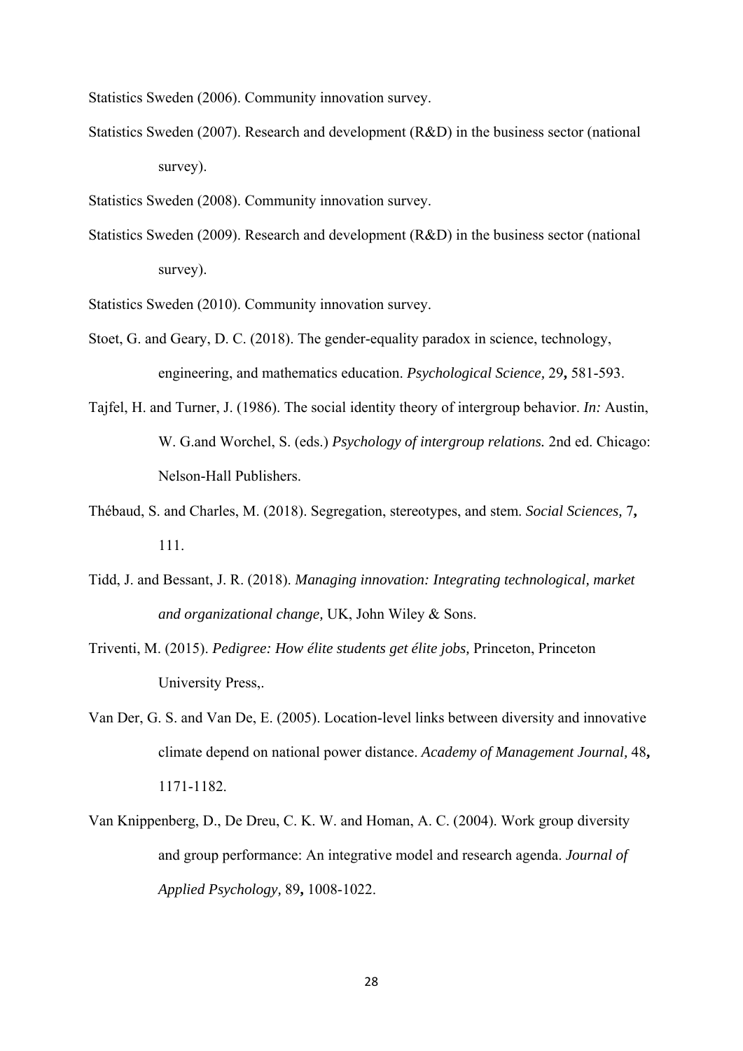Statistics Sweden (2006). Community innovation survey.

Statistics Sweden (2007). Research and development (R&D) in the business sector (national survey).

Statistics Sweden (2008). Community innovation survey.

Statistics Sweden (2009). Research and development (R&D) in the business sector (national survey).

Statistics Sweden (2010). Community innovation survey.

Stoet, G. and Geary, D. C. (2018). The gender-equality paradox in science, technology, engineering, and mathematics education. *Psychological Science,* 29**,** 581-593.

Tajfel, H. and Turner, J. (1986). The social identity theory of intergroup behavior. *In:* Austin, W. G.and Worchel, S. (eds.) *Psychology of intergroup relations.* 2nd ed. Chicago: Nelson-Hall Publishers.

Thébaud, S. and Charles, M. (2018). Segregation, stereotypes, and stem. *Social Sciences,* 7**,** 111.

Tidd, J. and Bessant, J. R. (2018). *Managing innovation: Integrating technological, market and organizational change,* UK, John Wiley & Sons.

Triventi, M. (2015). *Pedigree: How élite students get élite jobs,* Princeton, Princeton University Press,.

Van Der, G. S. and Van De, E. (2005). Location-level links between diversity and innovative climate depend on national power distance. *Academy of Management Journal,* 48**,** 1171-1182.

Van Knippenberg, D., De Dreu, C. K. W. and Homan, A. C. (2004). Work group diversity and group performance: An integrative model and research agenda. *Journal of Applied Psychology,* 89**,** 1008-1022.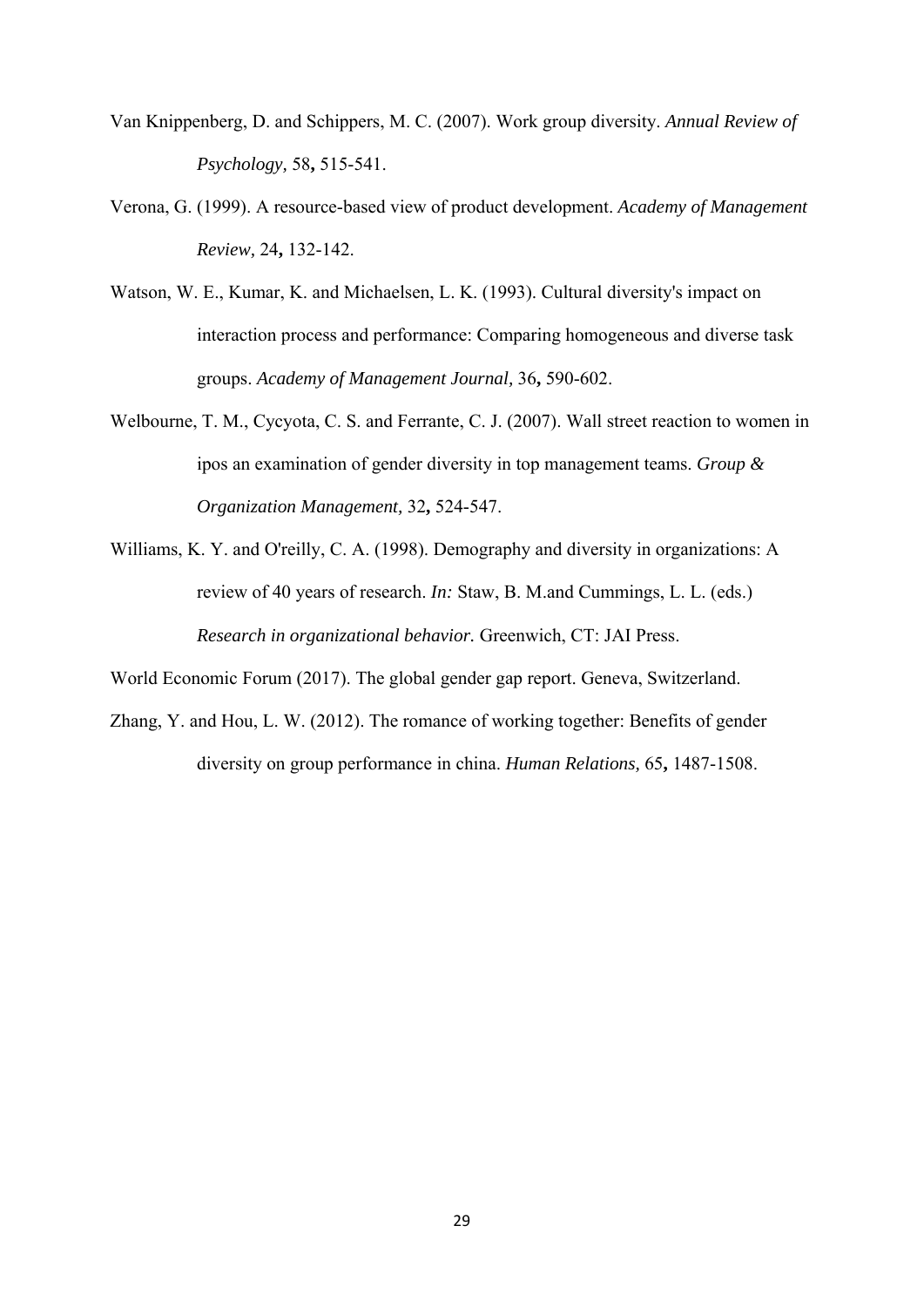Van Knippenberg, D. and Schippers, M. C. (2007). Work group diversity. *Annual Review of Psychology,* 58**,** 515-541.

Verona, G. (1999). A resource-based view of product development. *Academy of Management Review,* 24**,** 132-142.

Watson, W. E., Kumar, K. and Michaelsen, L. K. (1993). Cultural diversity's impact on interaction process and performance: Comparing homogeneous and diverse task groups. *Academy of Management Journal,* 36**,** 590-602.

Welbourne, T. M., Cycyota, C. S. and Ferrante, C. J. (2007). Wall street reaction to women in ipos an examination of gender diversity in top management teams. *Group & Organization Management,* 32**,** 524-547.

Williams, K. Y. and O'reilly, C. A. (1998). Demography and diversity in organizations: A review of 40 years of research. *In:* Staw, B. M.and Cummings, L. L. (eds.) *Research in organizational behavior.* Greenwich, CT: JAI Press.

World Economic Forum (2017). The global gender gap report. Geneva, Switzerland.

Zhang, Y. and Hou, L. W. (2012). The romance of working together: Benefits of gender diversity on group performance in china. *Human Relations,* 65**,** 1487-1508.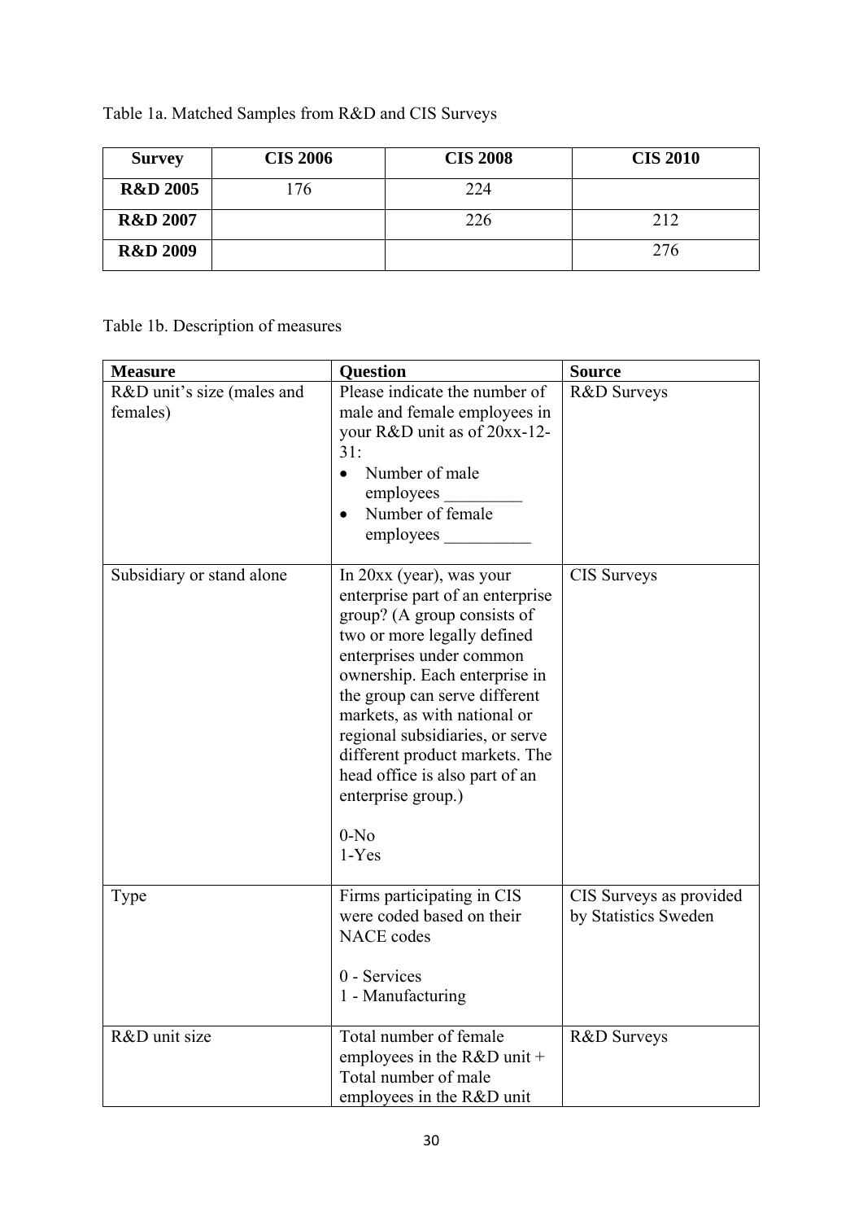Table 1a. Matched Samples from R&D and CIS Surveys

| Survey | CIS 2006 | CIS 2008 | CIS 2010 |
|---|---|---|---|
| **R&D 2005** | 176 | 224 | |
| **R&D 2007** | | 226 | 212 |
| **R&D 2009** | | | 276 |

Table 1b. Description of measures

| Measure | Question | Source |
|---|---|---|
| R&D unit's size (males and females) | Please indicate the number of male and female employees in your R&D unit as of 20xx-12-31: <br>• Number of male employees _________ <br>• Number of female employees __________ | R&D Surveys |
| Subsidiary or stand alone | In 20xx (year), was your enterprise part of an enterprise group? (A group consists of two or more legally defined enterprises under common ownership. Each enterprise in the group can serve different markets, as with national or regional subsidiaries, or serve different product markets. The head office is also part of an enterprise group.) <br><br>0-No <br>1-Yes | CIS Surveys |
| Type | Firms participating in CIS were coded based on their NACE codes <br><br>0 - Services <br>1 - Manufacturing | CIS Surveys as provided by Statistics Sweden |
| R&D unit size | Total number of female employees in the R&D unit + Total number of male employees in the R&D unit | R&D Surveys |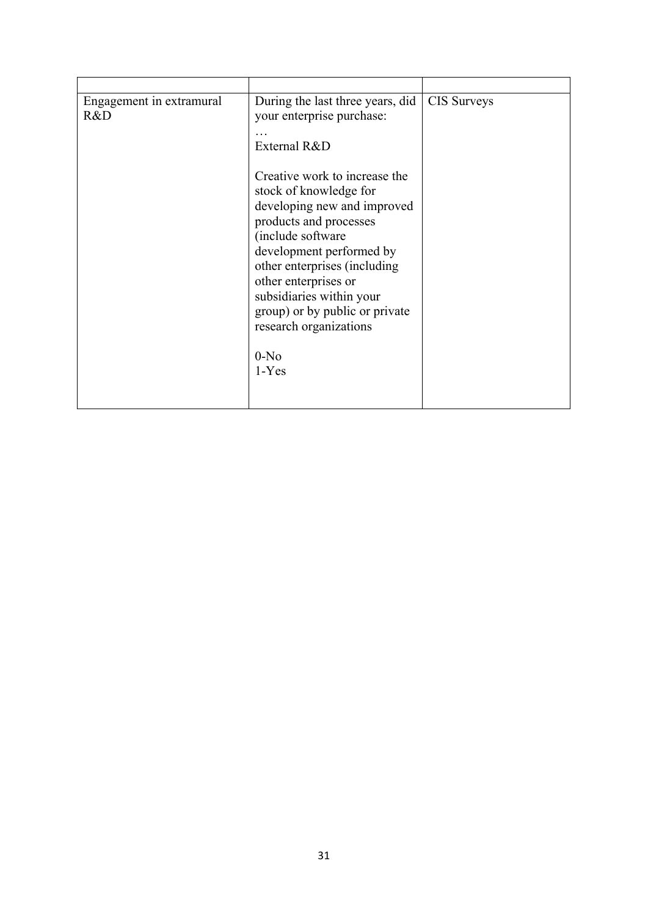| | | |
|---|---|---|
| Engagement in extramural R&D | During the last three years, did your enterprise purchase:<br>…<br>External R&D<br><br>Creative work to increase the stock of knowledge for developing new and improved products and processes (include software development performed by other enterprises (including other enterprises or subsidiaries within your group) or by public or private research organizations<br><br>0-No<br>1-Yes | CIS Surveys |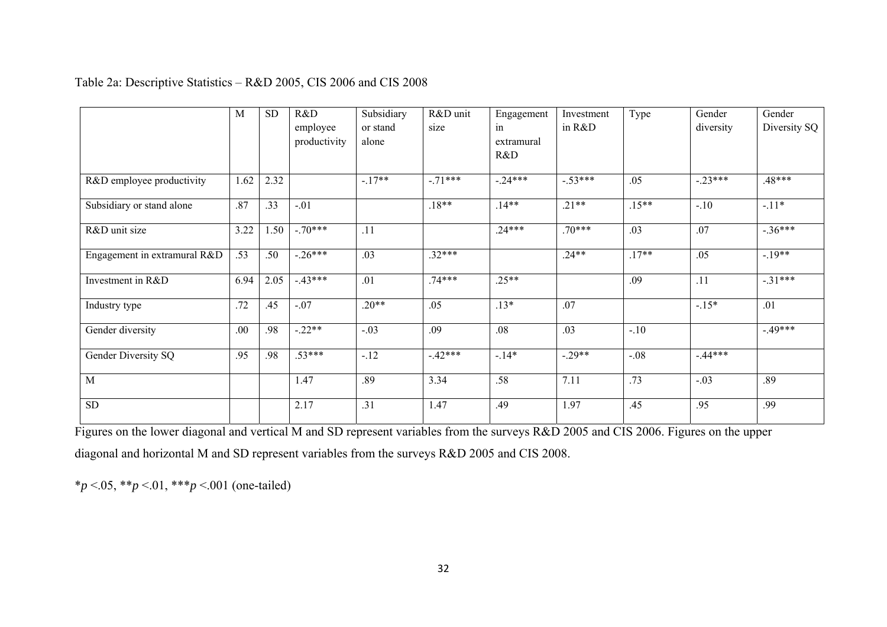Table 2a: Descriptive Statistics – R&D 2005, CIS 2006 and CIS 2008

| | M | SD | R&D employee productivity | Subsidiary or stand alone | R&D unit size | Engagement in extramural R&D | Investment in R&D | Type | Gender diversity | Gender Diversity SQ |
|---|---|---|---|---|---|---|---|---|---|---|
| R&D employee productivity | 1.62 | 2.32 | | -.17** | -.71*** | -.24*** | -.53*** | .05 | -.23*** | .48*** |
| Subsidiary or stand alone | .87 | .33 | -.01 | | .18** | .14** | .21** | .15** | -.10 | -.11* |
| R&D unit size | 3.22 | 1.50 | -.70*** | .11 | | .24*** | .70*** | .03 | .07 | -.36*** |
| Engagement in extramural R&D | .53 | .50 | -.26*** | .03 | .32*** | | .24** | .17** | .05 | -.19** |
| Investment in R&D | 6.94 | 2.05 | -.43*** | .01 | .74*** | .25** | | .09 | .11 | -.31*** |
| Industry type | .72 | .45 | -.07 | .20** | .05 | .13* | .07 | | -.15* | .01 |
| Gender diversity | .00 | .98 | -.22** | -.03 | .09 | .08 | .03 | -.10 | | -.49*** |
| Gender Diversity SQ | .95 | .98 | .53*** | -.12 | -.42*** | -.14* | -.29** | -.08 | -.44*** | |
| M | | | 1.47 | .89 | 3.34 | .58 | 7.11 | .73 | -.03 | .89 |
| SD | | | 2.17 | .31 | 1.47 | .49 | 1.97 | .45 | .95 | .99 |

Figures on the lower diagonal and vertical M and SD represent variables from the surveys R&D 2005 and CIS 2006. Figures on the upper diagonal and horizontal M and SD represent variables from the surveys R&D 2005 and CIS 2008.

\*$p$ <.05, \*\*$p$ <.01, \*\*\*$p$ <.001 (one-tailed)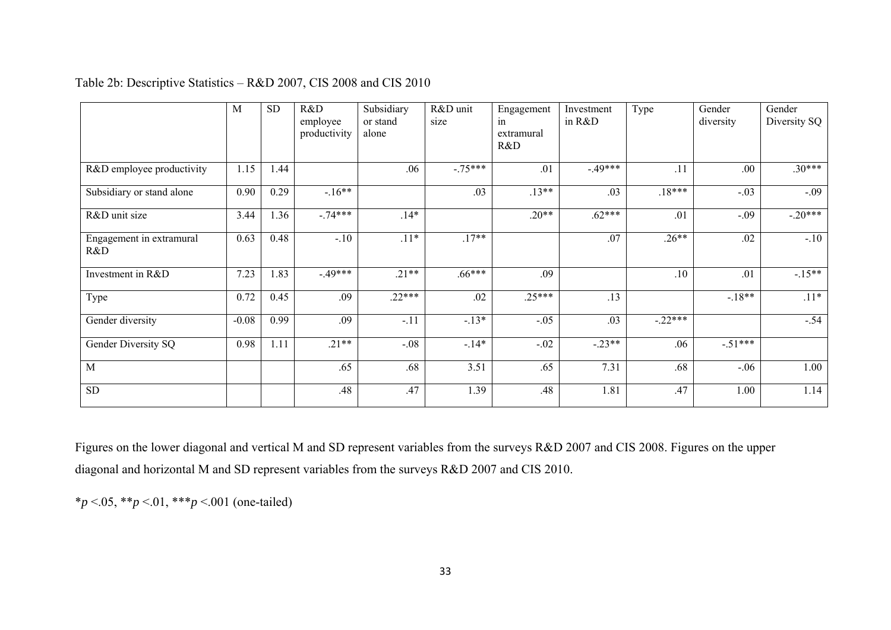Table 2b: Descriptive Statistics – R&D 2007, CIS 2008 and CIS 2010

| | M | SD | R&D employee productivity | Subsidiary or stand alone | R&D unit size | Engagement in extramural R&D | Investment in R&D | Type | Gender diversity | Gender Diversity SQ |
|---|---|---|---|---|---|---|---|---|---|---|
| R&D employee productivity | 1.15 | 1.44 | | .06 | -.75*** | .01 | -.49*** | .11 | .00 | .30*** |
| Subsidiary or stand alone | 0.90 | 0.29 | -.16** | | .03 | .13** | .03 | .18*** | -.03 | -.09 |
| R&D unit size | 3.44 | 1.36 | -.74*** | .14* | | .20** | .62*** | .01 | -.09 | -.20*** |
| Engagement in extramural R&D | 0.63 | 0.48 | -.10 | .11* | .17** | | .07 | .26** | .02 | -.10 |
| Investment in R&D | 7.23 | 1.83 | -.49*** | .21** | .66*** | .09 | | .10 | .01 | -.15** |
| Type | 0.72 | 0.45 | .09 | .22*** | .02 | .25*** | .13 | | -.18** | .11* |
| Gender diversity | -0.08 | 0.99 | .09 | -.11 | -.13* | -.05 | .03 | -.22*** | | -.54 |
| Gender Diversity SQ | 0.98 | 1.11 | .21** | -.08 | -.14* | -.02 | -.23** | .06 | -.51*** | |
| M | | | .65 | .68 | 3.51 | .65 | 7.31 | .68 | -.06 | 1.00 |
| SD | | | .48 | .47 | 1.39 | .48 | 1.81 | .47 | 1.00 | 1.14 |

Figures on the lower diagonal and vertical M and SD represent variables from the surveys R&D 2007 and CIS 2008. Figures on the upper diagonal and horizontal M and SD represent variables from the surveys R&D 2007 and CIS 2010.

*$p$ <.05, **$p$ <.01, ***$p$ <.001 (one-tailed)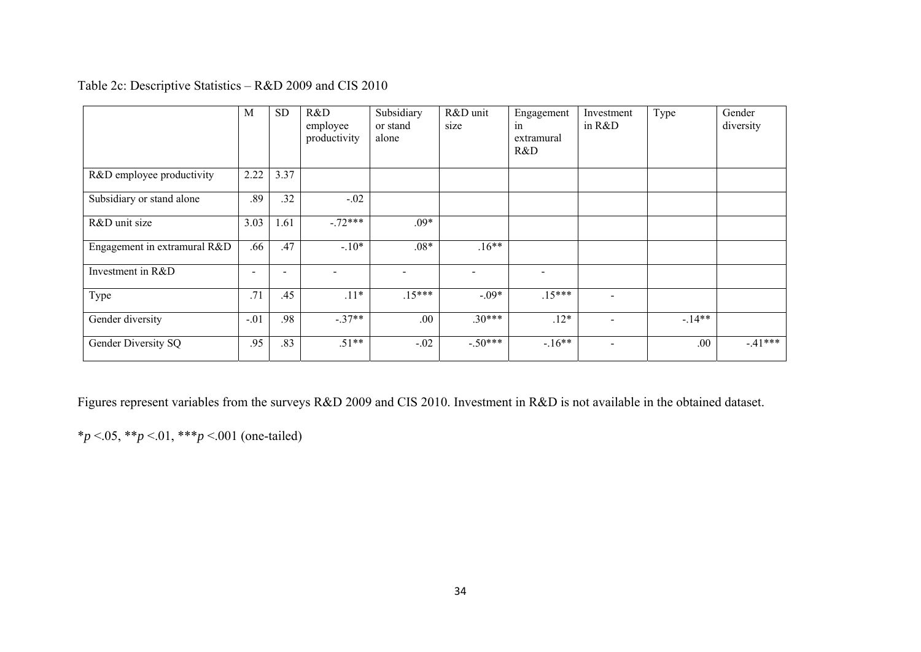Table 2c: Descriptive Statistics – R&D 2009 and CIS 2010

| | M | SD | R&D employee productivity | Subsidiary or stand alone | R&D unit size | Engagement in extramural R&D | Investment in R&D | Type | Gender diversity |
|---|---|---|---|---|---|---|---|---|---|
| R&D employee productivity | 2.22 | 3.37 | | | | | | | |
| Subsidiary or stand alone | .89 | .32 | -.02 | | | | | | |
| R&D unit size | 3.03 | 1.61 | -.72*** | .09* | | | | | |
| Engagement in extramural R&D | .66 | .47 | -.10* | .08* | .16** | | | | |
| Investment in R&D | - | - | - | - | - | - | | | |
| Type | .71 | .45 | .11* | .15*** | -.09* | .15*** | - | | |
| Gender diversity | -.01 | .98 | -.37** | .00 | .30*** | .12* | - | -.14** | |
| Gender Diversity SQ | .95 | .83 | .51** | -.02 | -.50*** | -.16** | - | .00 | -.41*** |

Figures represent variables from the surveys R&D 2009 and CIS 2010. Investment in R&D is not available in the obtained dataset.

\*$p$ <.05, \*\*$p$ <.01, \*\*\*$p$ <.001 (one-tailed)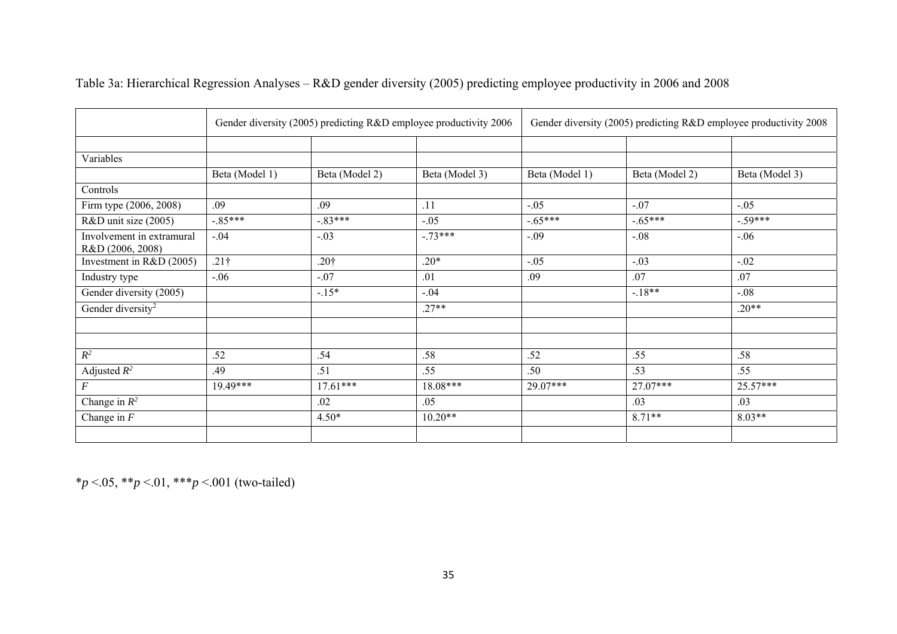Table 3a: Hierarchical Regression Analyses – R&D gender diversity (2005) predicting employee productivity in 2006 and 2008

| | Gender diversity (2005) predicting R&D employee productivity 2006 | | | Gender diversity (2005) predicting R&D employee productivity 2008 | | |
|---|---|---|---|---|---|---|
| | | | | | | |
| Variables | | | | | | |
| | Beta (Model 1) | Beta (Model 2) | Beta (Model 3) | Beta (Model 1) | Beta (Model 2) | Beta (Model 3) |
| Controls | | | | | | |
| Firm type (2006, 2008) | .09 | .09 | .11 | -.05 | -.07 | -.05 |
| R&D unit size (2005) | -.85*** | -.83*** | -.05 | -.65*** | -.65*** | -.59*** |
| Involvement in extramural R&D (2006, 2008) | -.04 | -.03 | -.73*** | -.09 | -.08 | -.06 |
| Investment in R&D (2005) | .21† | .20† | .20* | -.05 | -.03 | -.02 |
| Industry type | -.06 | -.07 | .01 | .09 | .07 | .07 |
| Gender diversity (2005) | | -.15* | -.04 | | -.18** | -.08 |
| Gender diversity$^2$ | | | .27** | | | .20** |
| | | | | | | |
| | | | | | | |
| $R^2$ | .52 | .54 | .58 | .52 | .55 | .58 |
| Adjusted $R^2$ | .49 | .51 | .55 | .50 | .53 | .55 |
| $F$ | 19.49*** | 17.61*** | 18.08*** | 29.07*** | 27.07*** | 25.57*** |
| Change in $R^2$ | | .02 | .05 | | .03 | .03 |
| Change in $F$ | | 4.50* | 10.20** | | 8.71** | 8.03** |
| | | | | | | |

*$p$ <.05, **$p$ <.01, ***$p$ <.001 (two-tailed)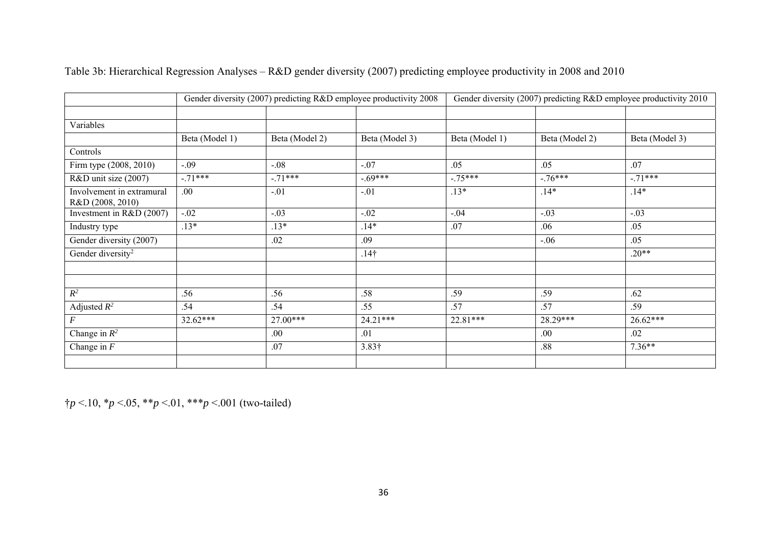Table 3b: Hierarchical Regression Analyses – R&D gender diversity (2007) predicting employee productivity in 2008 and 2010

| | Gender diversity (2007) predicting R&D employee productivity 2008 | | | Gender diversity (2007) predicting R&D employee productivity 2010 | | |
|---|---|---|---|---|---|---|
| | | | | | | |
| Variables | | | | | | |
| | Beta (Model 1) | Beta (Model 2) | Beta (Model 3) | Beta (Model 1) | Beta (Model 2) | Beta (Model 3) |
| Controls | | | | | | |
| Firm type (2008, 2010) | -.09 | -.08 | -.07 | .05 | .05 | .07 |
| R&D unit size (2007) | -.71*** | -.71*** | -.69*** | -.75*** | -.76*** | -.71*** |
| Involvement in extramural R&D (2008, 2010) | .00 | -.01 | -.01 | .13* | .14* | .14* |
| Investment in R&D (2007) | -.02 | -.03 | -.02 | -.04 | -.03 | -.03 |
| Industry type | .13* | .13* | .14* | .07 | .06 | .05 |
| Gender diversity (2007) | | .02 | .09 | | -.06 | .05 |
| Gender diversity$^2$ | | | .14† | | | .20** |
| | | | | | | |
| | | | | | | |
| $R^2$ | .56 | .56 | .58 | .59 | .59 | .62 |
| Adjusted $R^2$ | .54 | .54 | .55 | .57 | .57 | .59 |
| $F$ | 32.62*** | 27.00*** | 24.21*** | 22.81*** | 28.29*** | 26.62*** |
| Change in $R^2$ | | .00 | .01 | | .00 | .02 |
| Change in $F$ | | .07 | 3.83† | | .88 | 7.36** |
| | | | | | | |

†$p$ <.10, *$p$ <.05, **$p$ <.01, ***$p$ <.001 (two-tailed)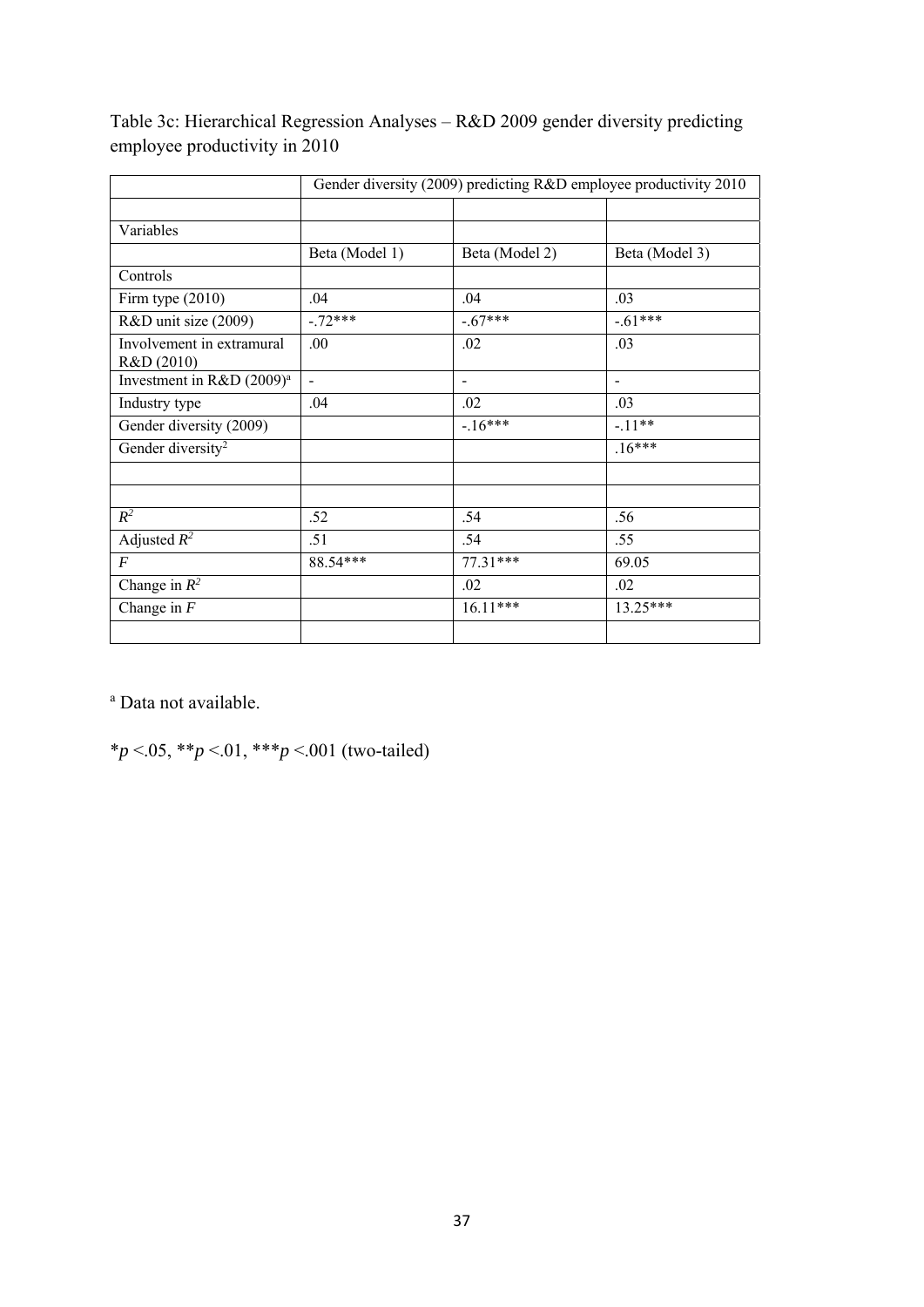Table 3c: Hierarchical Regression Analyses – R&D 2009 gender diversity predicting employee productivity in 2010

| | Gender diversity (2009) predicting R&D employee productivity 2010 | | |
|---|---|---|---|
| | | | |
| Variables | | | |
| | Beta (Model 1) | Beta (Model 2) | Beta (Model 3) |
| Controls | | | |
| Firm type (2010) | .04 | .04 | .03 |
| R&D unit size (2009) | -.72*** | -.67*** | -.61*** |
| Involvement in extramural R&D (2010) | .00 | .02 | .03 |
| Investment in R&D (2009)[a] | - | - | - |
| Industry type | .04 | .02 | .03 |
| Gender diversity (2009) | | -.16*** | -.11** |
| Gender diversity$^2$ | | | .16*** |
| | | | |
| | | | |
| $R^2$ | .52 | .54 | .56 |
| Adjusted $R^2$ | .51 | .54 | .55 |
| $F$ | 88.54*** | 77.31*** | 69.05 |
| Change in $R^2$ | | .02 | .02 |
| Change in $F$ | | 16.11*** | 13.25*** |
| | | | |

[a] Data not available.

*$p$ <.05, **$p$ <.01, ***$p$ <.001 (two-tailed)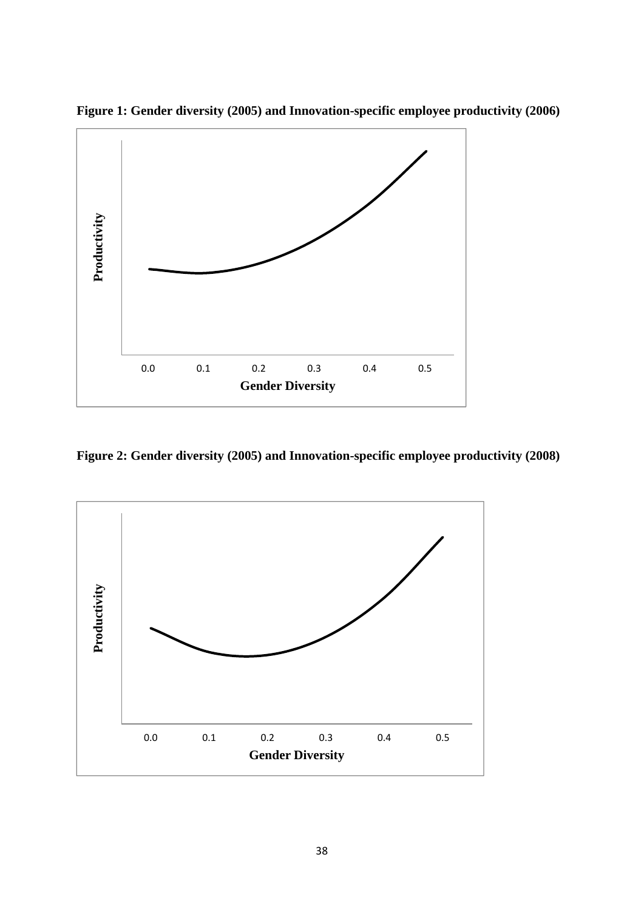**Figure 1: Gender diversity (2005) and Innovation-specific employee productivity (2006)**

Productivity

0.0 0.1 0.2 0.3 0.4 0.5

**Gender Diversity**

**Figure 2: Gender diversity (2005) and Innovation-specific employee productivity (2008)**

Productivity

0.0 0.1 0.2 0.3 0.4 0.5

**Gender Diversity**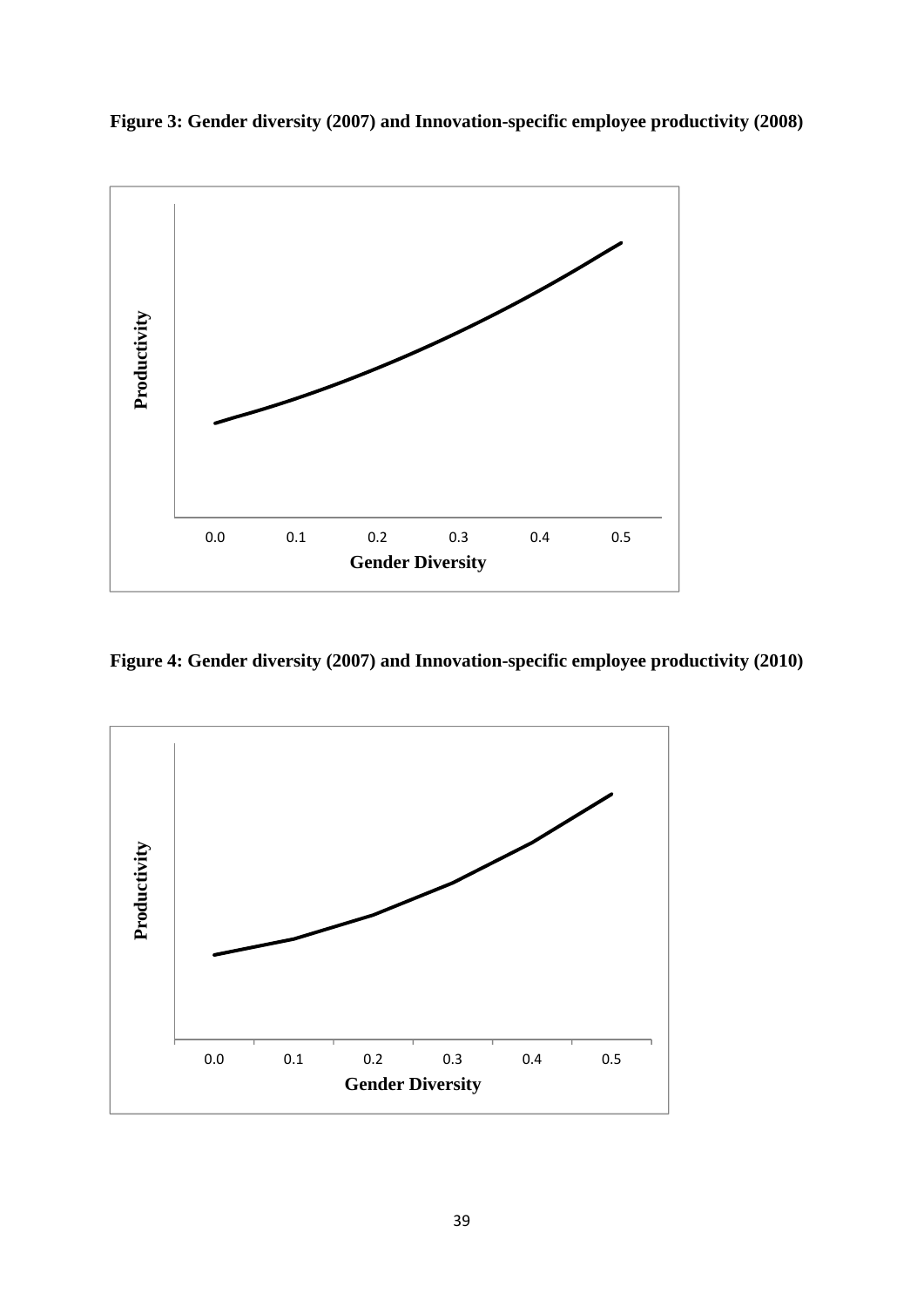**Figure 3: Gender diversity (2007) and Innovation-specific employee productivity (2008)**

**Figure 4: Gender diversity (2007) and Innovation-specific employee productivity (2010)**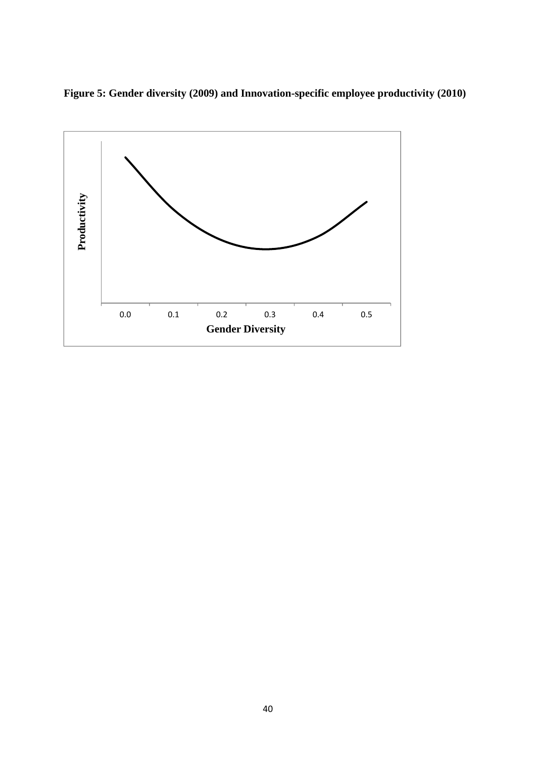**Figure 5: Gender diversity (2009) and Innovation-specific employee productivity (2010)**

Productivity

0.0
0.1
0.2
0.3
0.4
0.5

Gender Diversity